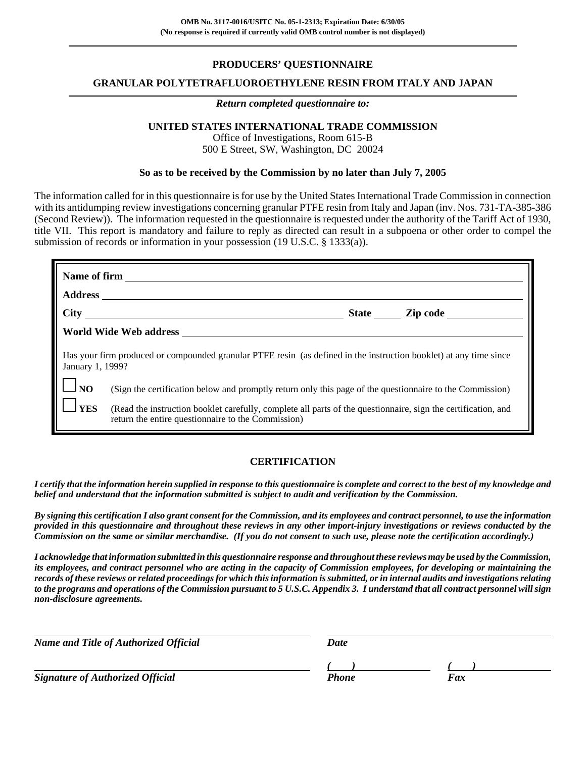**OMB No. 3117-0016/USITC No. 05-1-2313; Expiration Date: 6/30/05**
**(No response is required if currently valid OMB control number is not displayed)**

# PRODUCERS' QUESTIONNAIRE

## GRANULAR POLYTETRAFLUOROETHYLENE RESIN FROM ITALY AND JAPAN

***Return completed questionnaire to:***

**UNITED STATES INTERNATIONAL TRADE COMMISSION**
Office of Investigations, Room 615-B
500 E Street, SW, Washington, DC 20024

**So as to be received by the Commission by no later than July 7, 2005**

The information called for in this questionnaire is for use by the United States International Trade Commission in connection with its antidumping review investigations concerning granular PTFE resin from Italy and Japan (inv. Nos. 731-TA-385-386 (Second Review)). The information requested in the questionnaire is requested under the authority of the Tariff Act of 1930, title VII. This report is mandatory and failure to reply as directed can result in a subpoena or other order to compel the submission of records or information in your possession (19 U.S.C. § 1333(a)).

**Name of firm** \_\_\_\_\_\_\_\_\_\_\_\_\_\_\_\_\_\_\_\_\_\_\_\_\_\_\_\_\_\_\_\_\_\_\_\_\_\_\_\_

**Address** \_\_\_\_\_\_\_\_\_\_\_\_\_\_\_\_\_\_\_\_\_\_\_\_\_\_\_\_\_\_\_\_\_\_\_\_\_\_\_\_

**City** \_\_\_\_\_\_\_\_\_\_\_\_\_\_\_\_\_\_\_\_ **State** \_\_\_\_\_ **Zip code** \_\_\_\_\_\_\_\_\_\_

**World Wide Web address** \_\_\_\_\_\_\_\_\_\_\_\_\_\_\_\_\_\_\_\_\_\_\_\_\_\_\_\_\_\_\_\_\_\_\_\_\_\_\_\_

Has your firm produced or compounded granular PTFE resin (as defined in the instruction booklet) at any time since January 1, 1999?

☐ **NO** (Sign the certification below and promptly return only this page of the questionnaire to the Commission)

☐ **YES** (Read the instruction booklet carefully, complete all parts of the questionnaire, sign the certification, and return the entire questionnaire to the Commission)

## CERTIFICATION

***I certify that the information herein supplied in response to this questionnaire is complete and correct to the best of my knowledge and belief and understand that the information submitted is subject to audit and verification by the Commission.***

***By signing this certification I also grant consent for the Commission, and its employees and contract personnel, to use the information provided in this questionnaire and throughout these reviews in any other import-injury investigations or reviews conducted by the Commission on the same or similar merchandise. (If you do not consent to such use, please note the certification accordingly.)***

***I acknowledge that information submitted in this questionnaire response and throughout these reviews may be used by the Commission, its employees, and contract personnel who are acting in the capacity of Commission employees, for developing or maintaining the records of these reviews or related proceedings for which this information is submitted, or in internal audits and investigations relating to the programs and operations of the Commission pursuant to 5 U.S.C. Appendix 3. I understand that all contract personnel will sign non-disclosure agreements.***

\_\_\_\_\_\_\_\_\_\_\_\_\_\_\_\_\_\_\_\_\_\_\_\_\_\_\_\_\_\_\_\_\_\_\_\_ \_\_\_\_\_\_\_\_\_\_\_\_\_\_\_\_\_\_\_\_
***Name and Title of Authorized Official*** ***Date***

\_\_\_\_\_\_\_\_\_\_\_\_\_\_\_\_\_\_\_\_\_\_\_\_\_\_\_\_\_\_\_\_\_\_\_\_ ***(   )*** \_\_\_\_\_\_\_\_\_\_ ***(   )*** \_\_\_\_\_\_\_\_\_\_
***Signature of Authorized Official*** ***Phone*** ***Fax***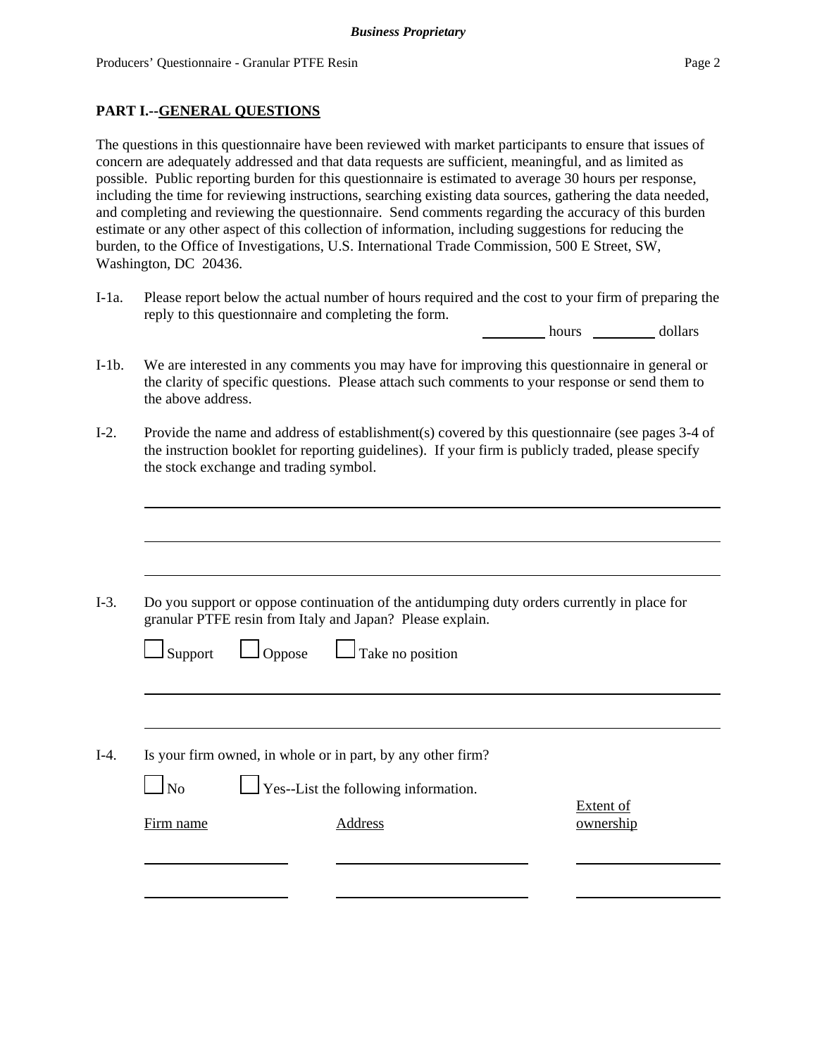## PART I.--GENERAL QUESTIONS

The questions in this questionnaire have been reviewed with market participants to ensure that issues of concern are adequately addressed and that data requests are sufficient, meaningful, and as limited as possible. Public reporting burden for this questionnaire is estimated to average 30 hours per response, including the time for reviewing instructions, searching existing data sources, gathering the data needed, and completing and reviewing the questionnaire. Send comments regarding the accuracy of this burden estimate or any other aspect of this collection of information, including suggestions for reducing the burden, to the Office of Investigations, U.S. International Trade Commission, 500 E Street, SW, Washington, DC 20436.

I-1a. Please report below the actual number of hours required and the cost to your firm of preparing the reply to this questionnaire and completing the form.

________ hours ________ dollars

I-1b. We are interested in any comments you may have for improving this questionnaire in general or the clarity of specific questions. Please attach such comments to your response or send them to the above address.

I-2. Provide the name and address of establishment(s) covered by this questionnaire (see pages 3-4 of the instruction booklet for reporting guidelines). If your firm is publicly traded, please specify the stock exchange and trading symbol.

______________________________________________________________

______________________________________________________________

______________________________________________________________

I-3. Do you support or oppose continuation of the antidumping duty orders currently in place for granular PTFE resin from Italy and Japan? Please explain.

☐ Support ☐ Oppose ☐ Take no position

______________________________________________________________

______________________________________________________________

I-4. Is your firm owned, in whole or in part, by any other firm?

☐ No ☐ Yes--List the following information.

| Firm name | Address | Extent of ownership |
|---|---|---|
| | | |
| | | |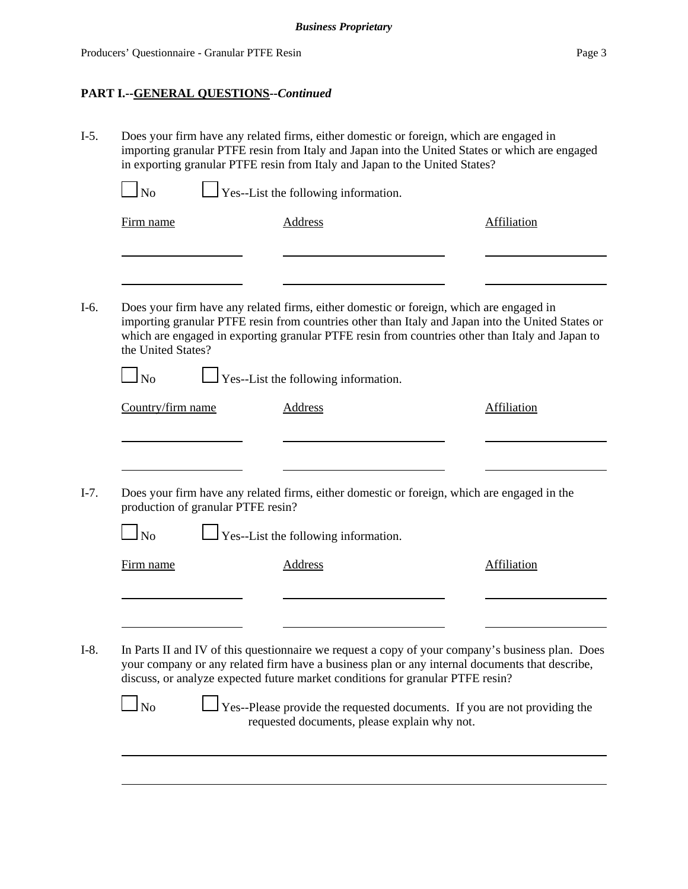## PART I.--GENERAL QUESTIONS--*Continued*

I-5. Does your firm have any related firms, either domestic or foreign, which are engaged in importing granular PTFE resin from Italy and Japan into the United States or which are engaged in exporting granular PTFE resin from Italy and Japan to the United States?

☐ No ☐ Yes--List the following information.

| Firm name | Address | Affiliation |
|---|---|---|
| | | |
| | | |

I-6. Does your firm have any related firms, either domestic or foreign, which are engaged in importing granular PTFE resin from countries other than Italy and Japan into the United States or which are engaged in exporting granular PTFE resin from countries other than Italy and Japan to the United States?

☐ No ☐ Yes--List the following information.

| Country/firm name | Address | Affiliation |
|---|---|---|
| | | |
| | | |

I-7. Does your firm have any related firms, either domestic or foreign, which are engaged in the production of granular PTFE resin?

☐ No ☐ Yes--List the following information.

| Firm name | Address | Affiliation |
|---|---|---|
| | | |
| | | |

I-8. In Parts II and IV of this questionnaire we request a copy of your company's business plan. Does your company or any related firm have a business plan or any internal documents that describe, discuss, or analyze expected future market conditions for granular PTFE resin?

☐ No ☐ Yes--Please provide the requested documents. If you are not providing the requested documents, please explain why not.

\_\_\_\_\_\_\_\_\_\_\_\_\_\_\_\_\_\_\_\_\_\_\_\_\_\_\_\_\_\_\_\_\_\_\_\_\_\_\_\_\_\_\_\_\_\_\_\_\_\_\_\_\_\_\_\_\_\_\_\_

\_\_\_\_\_\_\_\_\_\_\_\_\_\_\_\_\_\_\_\_\_\_\_\_\_\_\_\_\_\_\_\_\_\_\_\_\_\_\_\_\_\_\_\_\_\_\_\_\_\_\_\_\_\_\_\_\_\_\_\_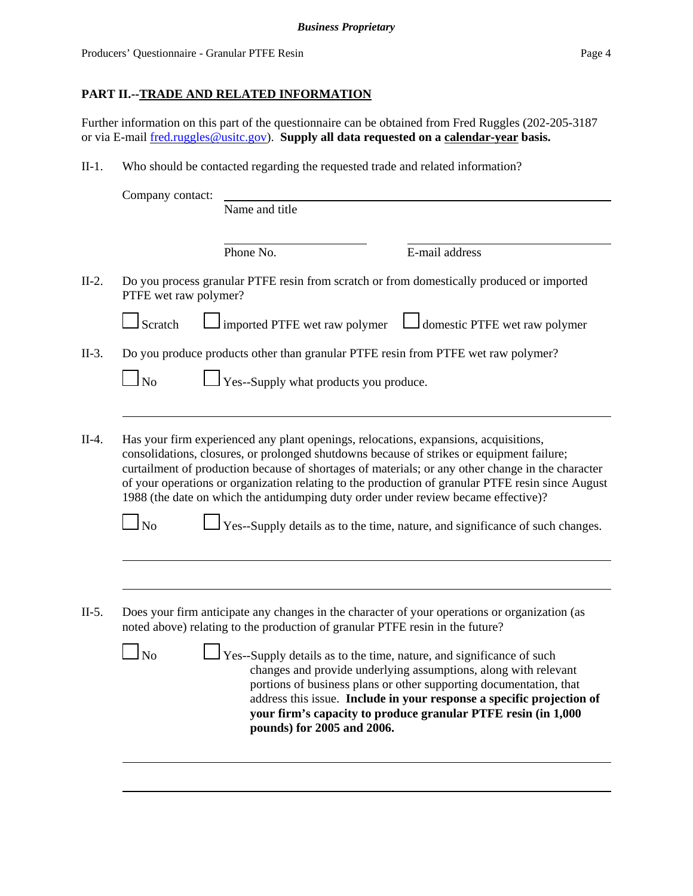## PART II.--TRADE AND RELATED INFORMATION

Further information on this part of the questionnaire can be obtained from Fred Ruggles (202-205-3187 or via E-mail fred.ruggles@usitc.gov). **Supply all data requested on a calendar-year basis.**

II-1. Who should be contacted regarding the requested trade and related information?

Company contact: ______________________________
Name and title

______________________ ______________________
Phone No. E-mail address

II-2. Do you process granular PTFE resin from scratch or from domestically produced or imported PTFE wet raw polymer?

☐ Scratch ☐ imported PTFE wet raw polymer ☐ domestic PTFE wet raw polymer

II-3. Do you produce products other than granular PTFE resin from PTFE wet raw polymer?

☐ No ☐ Yes--Supply what products you produce.

______________________________

II-4. Has your firm experienced any plant openings, relocations, expansions, acquisitions, consolidations, closures, or prolonged shutdowns because of strikes or equipment failure; curtailment of production because of shortages of materials; or any other change in the character of your operations or organization relating to the production of granular PTFE resin since August 1988 (the date on which the antidumping duty order under review became effective)?

☐ No ☐ Yes--Supply details as to the time, nature, and significance of such changes.

______________________________

______________________________

II-5. Does your firm anticipate any changes in the character of your operations or organization (as noted above) relating to the production of granular PTFE resin in the future?

☐ No ☐ Yes--Supply details as to the time, nature, and significance of such changes and provide underlying assumptions, along with relevant portions of business plans or other supporting documentation, that address this issue. **Include in your response a specific projection of your firm's capacity to produce granular PTFE resin (in 1,000 pounds) for 2005 and 2006.**

______________________________

______________________________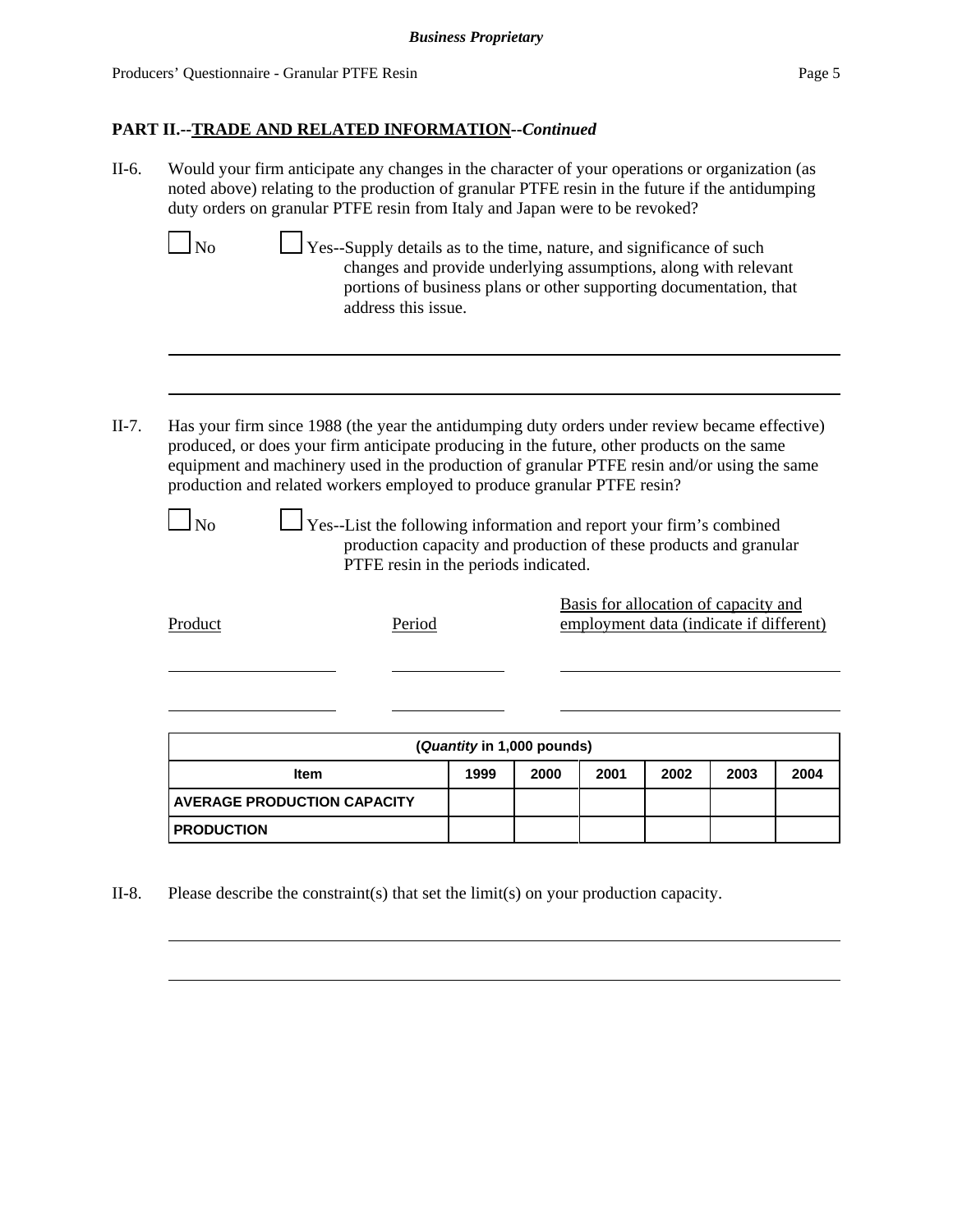**Business Proprietary**

## PART II.--TRADE AND RELATED INFORMATION--*Continued*

II-6. Would your firm anticipate any changes in the character of your operations or organization (as noted above) relating to the production of granular PTFE resin in the future if the antidumping duty orders on granular PTFE resin from Italy and Japan were to be revoked?

☐ No ☐ Yes--Supply details as to the time, nature, and significance of such changes and provide underlying assumptions, along with relevant portions of business plans or other supporting documentation, that address this issue.

______________________________________________________________________

______________________________________________________________________

II-7. Has your firm since 1988 (the year the antidumping duty orders under review became effective) produced, or does your firm anticipate producing in the future, other products on the same equipment and machinery used in the production of granular PTFE resin and/or using the same production and related workers employed to produce granular PTFE resin?

☐ No ☐ Yes--List the following information and report your firm's combined production capacity and production of these products and granular PTFE resin in the periods indicated.

| Product | Period | Basis for allocation of capacity and employment data (indicate if different) |
|---|---|---|
| | | |
| | | |

| (*Quantity* in 1,000 pounds) | | | | | | |
|---|---|---|---|---|---|---|
| **Item** | **1999** | **2000** | **2001** | **2002** | **2003** | **2004** |
| **AVERAGE PRODUCTION CAPACITY** | | | | | | |
| **PRODUCTION** | | | | | | |

II-8. Please describe the constraint(s) that set the limit(s) on your production capacity.

______________________________________________________________________

______________________________________________________________________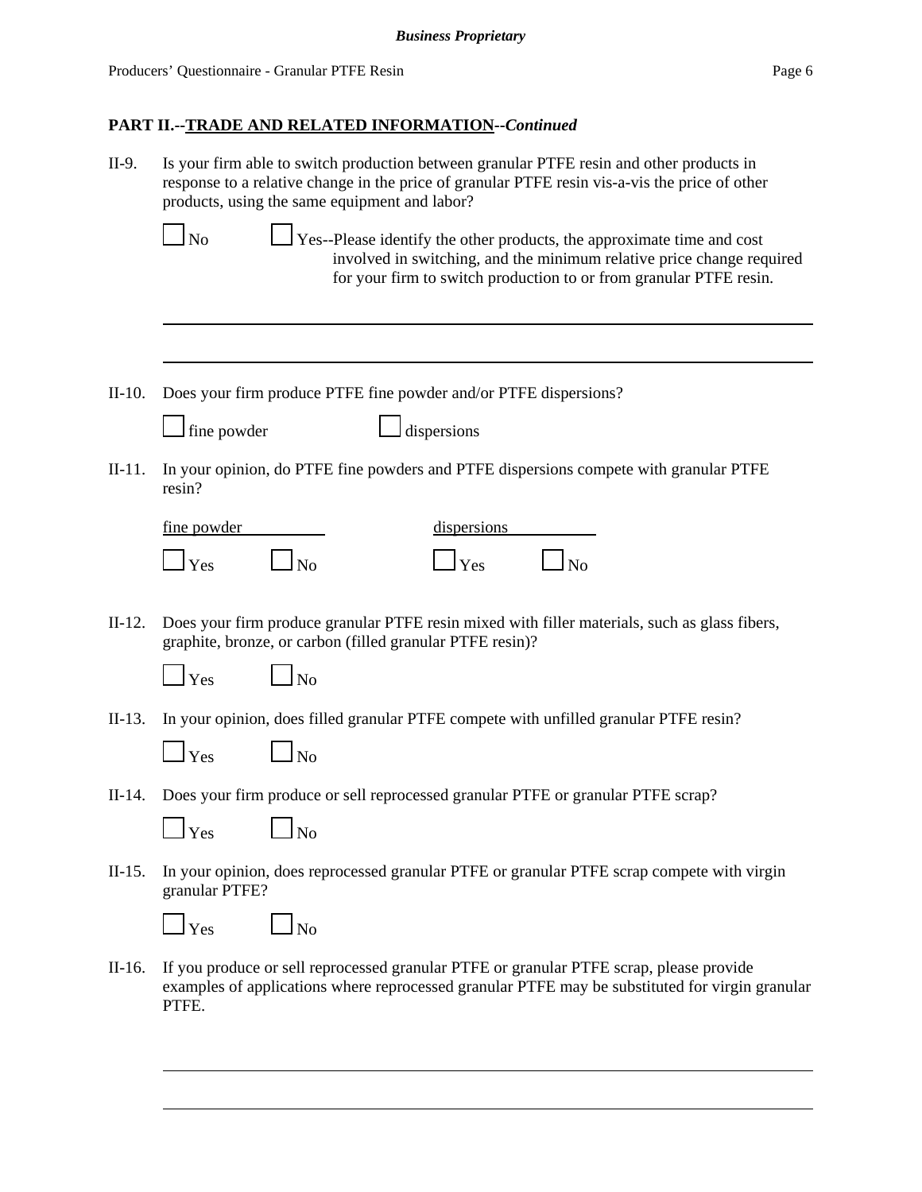## PART II.--TRADE AND RELATED INFORMATION--*Continued*

II-9. Is your firm able to switch production between granular PTFE resin and other products in response to a relative change in the price of granular PTFE resin vis-a-vis the price of other products, using the same equipment and labor?

☐ No ☐ Yes--Please identify the other products, the approximate time and cost involved in switching, and the minimum relative price change required for your firm to switch production to or from granular PTFE resin.

______________________________________________________________________

______________________________________________________________________

II-10. Does your firm produce PTFE fine powder and/or PTFE dispersions?

☐ fine powder ☐ dispersions

II-11. In your opinion, do PTFE fine powders and PTFE dispersions compete with granular PTFE resin?

| fine powder | | dispersions | |
|---|---|---|---|
| ☐ Yes | ☐ No | ☐ Yes | ☐ No |

II-12. Does your firm produce granular PTFE resin mixed with filler materials, such as glass fibers, graphite, bronze, or carbon (filled granular PTFE resin)?

☐ Yes ☐ No

II-13. In your opinion, does filled granular PTFE compete with unfilled granular PTFE resin?

☐ Yes ☐ No

II-14. Does your firm produce or sell reprocessed granular PTFE or granular PTFE scrap?

☐ Yes ☐ No

II-15. In your opinion, does reprocessed granular PTFE or granular PTFE scrap compete with virgin granular PTFE?

☐ Yes ☐ No

II-16. If you produce or sell reprocessed granular PTFE or granular PTFE scrap, please provide examples of applications where reprocessed granular PTFE may be substituted for virgin granular PTFE.

______________________________________________________________________

______________________________________________________________________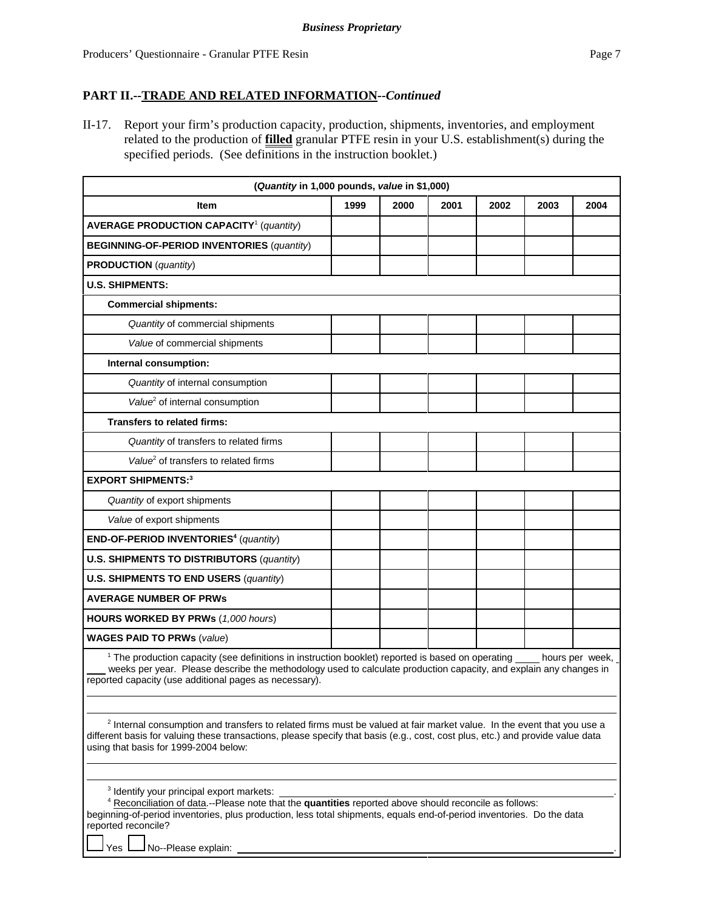## PART II.--TRADE AND RELATED INFORMATION--*Continued*

II-17. Report your firm's production capacity, production, shipments, inventories, and employment related to the production of **filled** granular PTFE resin in your U.S. establishment(s) during the specified periods. (See definitions in the instruction booklet.)

| (*Quantity* in 1,000 pounds, *value* in $1,000) | | | | | | |
|---|---|---|---|---|---|---|
| **Item** | **1999** | **2000** | **2001** | **2002** | **2003** | **2004** |
| **AVERAGE PRODUCTION CAPACITY**[1] (*quantity*) | | | | | | |
| **BEGINNING-OF-PERIOD INVENTORIES** (*quantity*) | | | | | | |
| **PRODUCTION** (*quantity*) | | | | | | |
| **U.S. SHIPMENTS:** | | | | | | |
| **Commercial shipments:** | | | | | | |
| *Quantity* of commercial shipments | | | | | | |
| *Value* of commercial shipments | | | | | | |
| **Internal consumption:** | | | | | | |
| *Quantity* of internal consumption | | | | | | |
| *Value*[2] of internal consumption | | | | | | |
| **Transfers to related firms:** | | | | | | |
| *Quantity* of transfers to related firms | | | | | | |
| *Value*[2] of transfers to related firms | | | | | | |
| **EXPORT SHIPMENTS:**[3] | | | | | | |
| *Quantity* of export shipments | | | | | | |
| *Value* of export shipments | | | | | | |
| **END-OF-PERIOD INVENTORIES**[4] (*quantity*) | | | | | | |
| **U.S. SHIPMENTS TO DISTRIBUTORS** (*quantity*) | | | | | | |
| **U.S. SHIPMENTS TO END USERS** (*quantity*) | | | | | | |
| **AVERAGE NUMBER OF PRWs** | | | | | | |
| **HOURS WORKED BY PRWs** (*1,000 hours*) | | | | | | |
| **WAGES PAID TO PRWs** (*value*) | | | | | | |

[1] The production capacity (see definitions in instruction booklet) reported is based on operating ____ hours per week, ____ weeks per year. Please describe the methodology used to calculate production capacity, and explain any changes in reported capacity (use additional pages as necessary).

______________________________________________________________________

______________________________________________________________________

[2] Internal consumption and transfers to related firms must be valued at fair market value. In the event that you use a different basis for valuing these transactions, please specify that basis (e.g., cost, cost plus, etc.) and provide value data using that basis for 1999-2004 below:

______________________________________________________________________

______________________________________________________________________

[3] Identify your principal export markets: ______________________________________________.

[4] Reconciliation of data.--Please note that the **quantities** reported above should reconcile as follows: beginning-of-period inventories, plus production, less total shipments, equals end-of-period inventories. Do the data reported reconcile?

☐ Yes ☐ No--Please explain: ______________________________________________.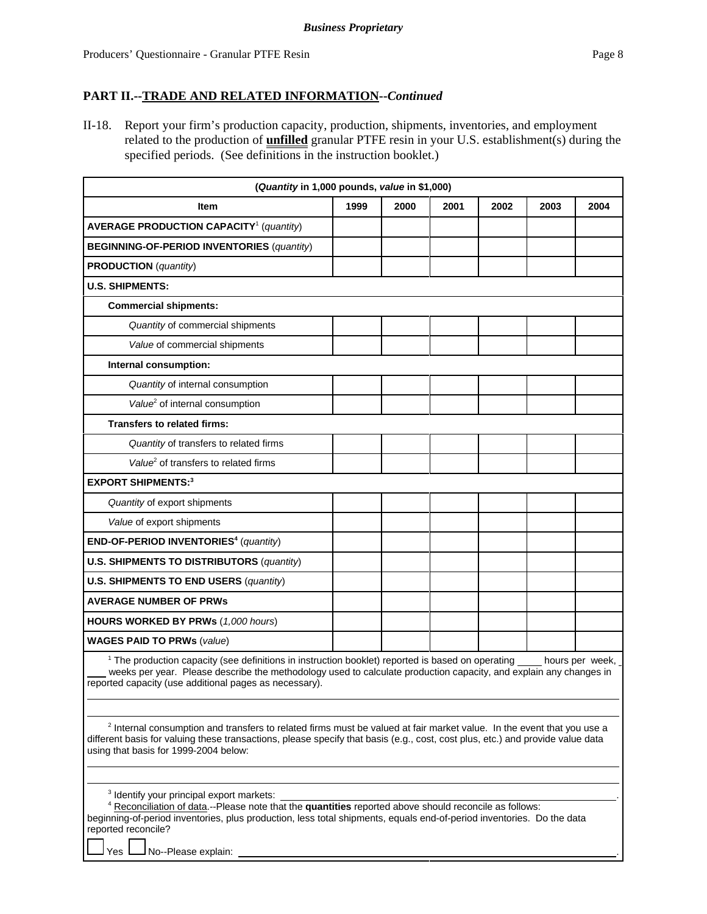**Business Proprietary**

## PART II.--TRADE AND RELATED INFORMATION--*Continued*

II-18. Report your firm's production capacity, production, shipments, inventories, and employment related to the production of **unfilled** granular PTFE resin in your U.S. establishment(s) during the specified periods. (See definitions in the instruction booklet.)

| (*Quantity* in 1,000 pounds, *value* in $1,000) | | | | | | |
|---|---|---|---|---|---|---|
| **Item** | **1999** | **2000** | **2001** | **2002** | **2003** | **2004** |
| **AVERAGE PRODUCTION CAPACITY**[1] (*quantity*) | | | | | | |
| **BEGINNING-OF-PERIOD INVENTORIES** (*quantity*) | | | | | | |
| **PRODUCTION** (*quantity*) | | | | | | |
| **U.S. SHIPMENTS:** | | | | | | |
| **Commercial shipments:** | | | | | | |
| *Quantity* of commercial shipments | | | | | | |
| *Value* of commercial shipments | | | | | | |
| **Internal consumption:** | | | | | | |
| *Quantity* of internal consumption | | | | | | |
| *Value*[2] of internal consumption | | | | | | |
| **Transfers to related firms:** | | | | | | |
| *Quantity* of transfers to related firms | | | | | | |
| *Value*[2] of transfers to related firms | | | | | | |
| **EXPORT SHIPMENTS:**[3] | | | | | | |
| *Quantity* of export shipments | | | | | | |
| *Value* of export shipments | | | | | | |
| **END-OF-PERIOD INVENTORIES**[4] (*quantity*) | | | | | | |
| **U.S. SHIPMENTS TO DISTRIBUTORS** (*quantity*) | | | | | | |
| **U.S. SHIPMENTS TO END USERS** (*quantity*) | | | | | | |
| **AVERAGE NUMBER OF PRWs** | | | | | | |
| **HOURS WORKED BY PRWs** (*1,000 hours*) | | | | | | |
| **WAGES PAID TO PRWs** (*value*) | | | | | | |

[1] The production capacity (see definitions in instruction booklet) reported is based on operating ____ hours per week, ____ weeks per year. Please describe the methodology used to calculate production capacity, and explain any changes in reported capacity (use additional pages as necessary).

______________________________________________________________________

______________________________________________________________________

[2] Internal consumption and transfers to related firms must be valued at fair market value. In the event that you use a different basis for valuing these transactions, please specify that basis (e.g., cost, cost plus, etc.) and provide value data using that basis for 1999-2004 below:

______________________________________________________________________

______________________________________________________________________

[3] Identify your principal export markets: ______________________________________________.

[4] Reconciliation of data.--Please note that the **quantities** reported above should reconcile as follows: beginning-of-period inventories, plus production, less total shipments, equals end-of-period inventories. Do the data reported reconcile?

☐ Yes ☐ No--Please explain: ______________________________________________.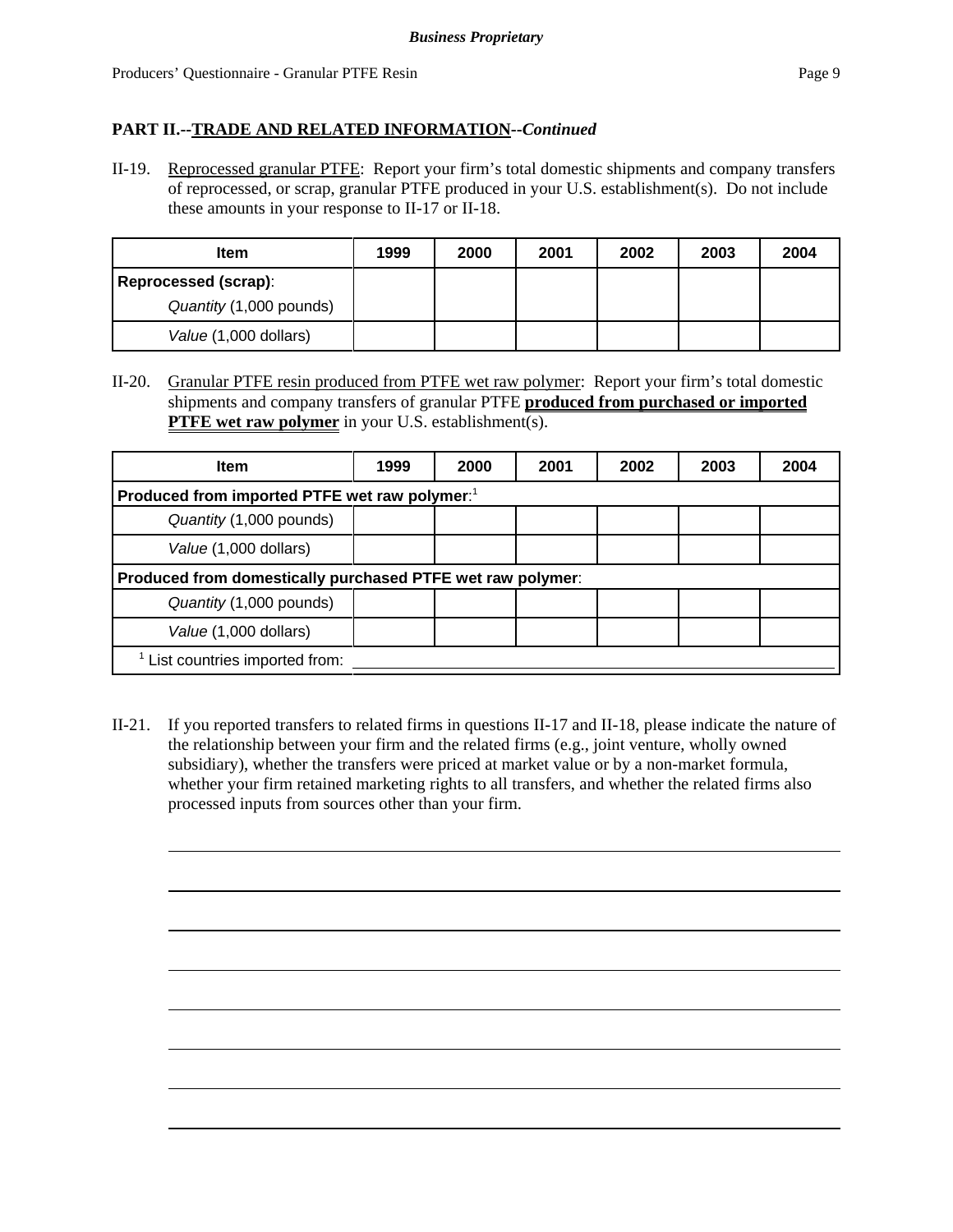## PART II.--TRADE AND RELATED INFORMATION--*Continued*

II-19. Reprocessed granular PTFE: Report your firm's total domestic shipments and company transfers of reprocessed, or scrap, granular PTFE produced in your U.S. establishment(s). Do not include these amounts in your response to II-17 or II-18.

| Item | 1999 | 2000 | 2001 | 2002 | 2003 | 2004 |
|---|---|---|---|---|---|---|
| **Reprocessed (scrap)**: *Quantity* (1,000 pounds) | | | | | | |
| *Value* (1,000 dollars) | | | | | | |

II-20. Granular PTFE resin produced from PTFE wet raw polymer: Report your firm's total domestic shipments and company transfers of granular PTFE **produced from purchased or imported PTFE wet raw polymer** in your U.S. establishment(s).

| Item | 1999 | 2000 | 2001 | 2002 | 2003 | 2004 |
|---|---|---|---|---|---|---|
| **Produced from imported PTFE wet raw polymer**:[1] | | | | | | |
| *Quantity* (1,000 pounds) | | | | | | |
| *Value* (1,000 dollars) | | | | | | |
| **Produced from domestically purchased PTFE wet raw polymer**: | | | | | | |
| *Quantity* (1,000 pounds) | | | | | | |
| *Value* (1,000 dollars) | | | | | | |
| [1] List countries imported from: | | | | | | |

II-21. If you reported transfers to related firms in questions II-17 and II-18, please indicate the nature of the relationship between your firm and the related firms (e.g., joint venture, wholly owned subsidiary), whether the transfers were priced at market value or by a non-market formula, whether your firm retained marketing rights to all transfers, and whether the related firms also processed inputs from sources other than your firm.

______________________________________________________________________

______________________________________________________________________

______________________________________________________________________

______________________________________________________________________

______________________________________________________________________

______________________________________________________________________

______________________________________________________________________

______________________________________________________________________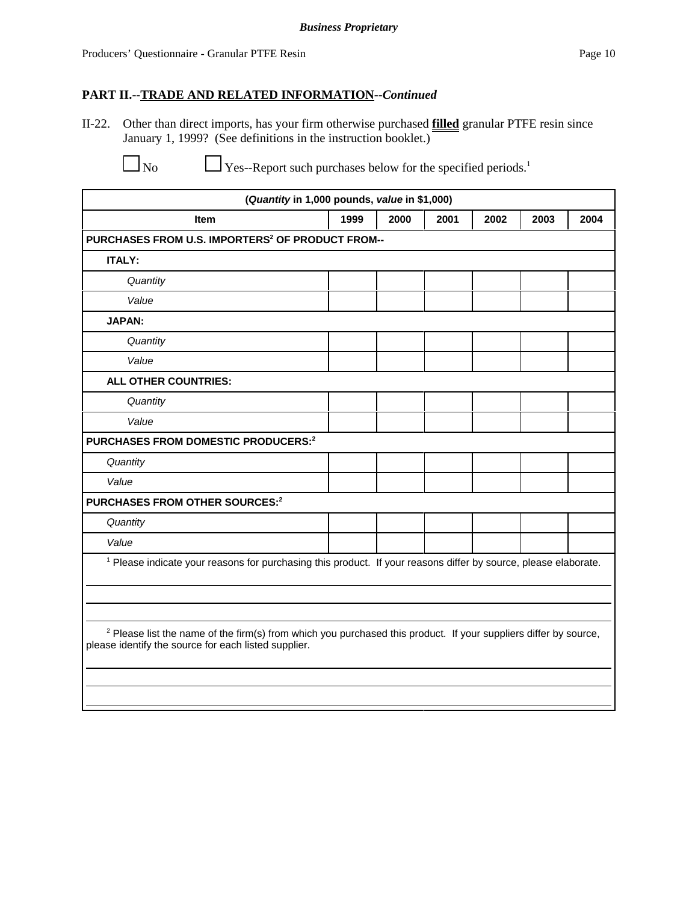## PART II.--TRADE AND RELATED INFORMATION--*Continued*

II-22. Other than direct imports, has your firm otherwise purchased **filled** granular PTFE resin since January 1, 1999? (See definitions in the instruction booklet.)

☐ No ☐ Yes--Report such purchases below for the specified periods.[1]

| (*Quantity* in 1,000 pounds, *value* in $1,000) | | | | | | |
|---|---|---|---|---|---|---|
| **Item** | **1999** | **2000** | **2001** | **2002** | **2003** | **2004** |
| **PURCHASES FROM U.S. IMPORTERS[2] OF PRODUCT FROM--** | | | | | | |
| **ITALY:** | | | | | | |
| *Quantity* | | | | | | |
| *Value* | | | | | | |
| **JAPAN:** | | | | | | |
| *Quantity* | | | | | | |
| *Value* | | | | | | |
| **ALL OTHER COUNTRIES:** | | | | | | |
| *Quantity* | | | | | | |
| *Value* | | | | | | |
| **PURCHASES FROM DOMESTIC PRODUCERS:[2]** | | | | | | |
| *Quantity* | | | | | | |
| *Value* | | | | | | |
| **PURCHASES FROM OTHER SOURCES:[2]** | | | | | | |
| *Quantity* | | | | | | |
| *Value* | | | | | | |

[1] Please indicate your reasons for purchasing this product. If your reasons differ by source, please elaborate.

[2] Please list the name of the firm(s) from which you purchased this product. If your suppliers differ by source, please identify the source for each listed supplier.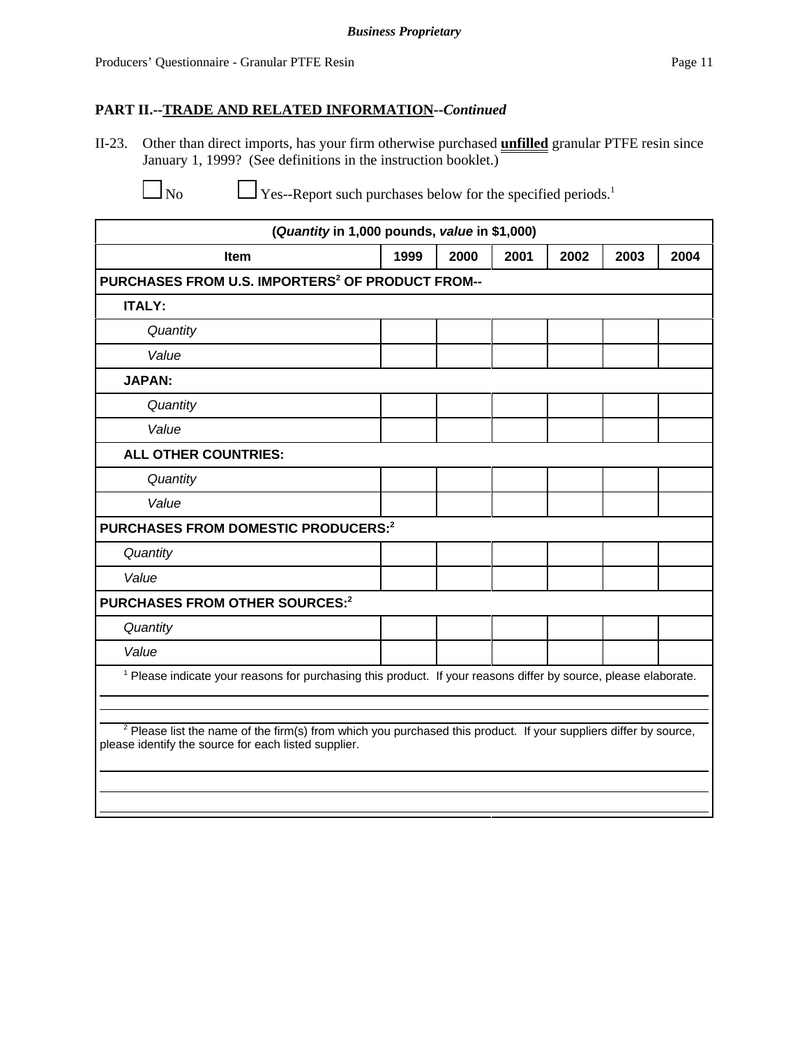**Business Proprietary**

## PART II.--TRADE AND RELATED INFORMATION--*Continued*

II-23. Other than direct imports, has your firm otherwise purchased **unfilled** granular PTFE resin since January 1, 1999? (See definitions in the instruction booklet.)

☐ No ☐ Yes--Report such purchases below for the specified periods.[1]

| (*Quantity* in 1,000 pounds, *value* in $1,000) | | | | | | |
|---|---|---|---|---|---|---|
| **Item** | **1999** | **2000** | **2001** | **2002** | **2003** | **2004** |
| **PURCHASES FROM U.S. IMPORTERS[2] OF PRODUCT FROM--** | | | | | | |
| **ITALY:** | | | | | | |
| *Quantity* | | | | | | |
| *Value* | | | | | | |
| **JAPAN:** | | | | | | |
| *Quantity* | | | | | | |
| *Value* | | | | | | |
| **ALL OTHER COUNTRIES:** | | | | | | |
| *Quantity* | | | | | | |
| *Value* | | | | | | |
| **PURCHASES FROM DOMESTIC PRODUCERS:[2]** | | | | | | |
| *Quantity* | | | | | | |
| *Value* | | | | | | |
| **PURCHASES FROM OTHER SOURCES:[2]** | | | | | | |
| *Quantity* | | | | | | |
| *Value* | | | | | | |

[1] Please indicate your reasons for purchasing this product. If your reasons differ by source, please elaborate.

___

[2] Please list the name of the firm(s) from which you purchased this product. If your suppliers differ by source, please identify the source for each listed supplier.

___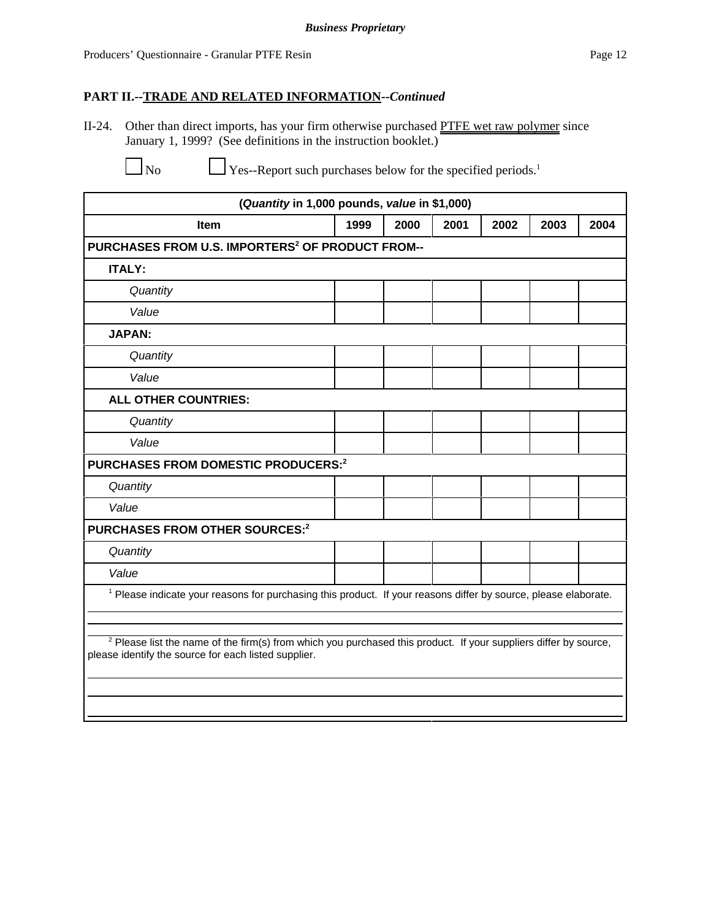## PART II.--TRADE AND RELATED INFORMATION--*Continued*

II-24. Other than direct imports, has your firm otherwise purchased PTFE wet raw polymer since January 1, 1999? (See definitions in the instruction booklet.)

☐ No ☐ Yes--Report such purchases below for the specified periods.[1]

| (*Quantity* in 1,000 pounds, *value* in $1,000) | | | | | | |
|---|---|---|---|---|---|---|
| **Item** | **1999** | **2000** | **2001** | **2002** | **2003** | **2004** |
| **PURCHASES FROM U.S. IMPORTERS[2] OF PRODUCT FROM--** | | | | | | |
| **ITALY:** | | | | | | |
| *Quantity* | | | | | | |
| *Value* | | | | | | |
| **JAPAN:** | | | | | | |
| *Quantity* | | | | | | |
| *Value* | | | | | | |
| **ALL OTHER COUNTRIES:** | | | | | | |
| *Quantity* | | | | | | |
| *Value* | | | | | | |
| **PURCHASES FROM DOMESTIC PRODUCERS:[2]** | | | | | | |
| *Quantity* | | | | | | |
| *Value* | | | | | | |
| **PURCHASES FROM OTHER SOURCES:[2]** | | | | | | |
| *Quantity* | | | | | | |
| *Value* | | | | | | |

[1] Please indicate your reasons for purchasing this product. If your reasons differ by source, please elaborate.

[2] Please list the name of the firm(s) from which you purchased this product. If your suppliers differ by source, please identify the source for each listed supplier.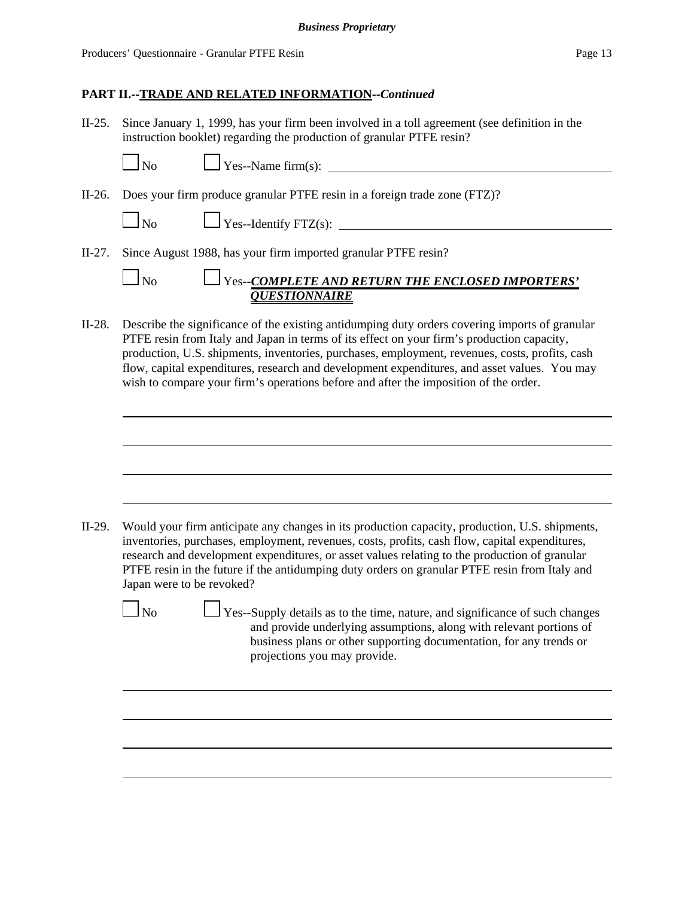**PART II.--TRADE AND RELATED INFORMATION--*Continued***

II-25. Since January 1, 1999, has your firm been involved in a toll agreement (see definition in the instruction booklet) regarding the production of granular PTFE resin?

☐ No ☐ Yes--Name firm(s): ______________________________

II-26. Does your firm produce granular PTFE resin in a foreign trade zone (FTZ)?

☐ No ☐ Yes--Identify FTZ(s): ______________________________

II-27. Since August 1988, has your firm imported granular PTFE resin?

☐ No ☐ Yes--***COMPLETE AND RETURN THE ENCLOSED IMPORTERS' QUESTIONNAIRE***

II-28. Describe the significance of the existing antidumping duty orders covering imports of granular PTFE resin from Italy and Japan in terms of its effect on your firm's production capacity, production, U.S. shipments, inventories, purchases, employment, revenues, costs, profits, cash flow, capital expenditures, research and development expenditures, and asset values. You may wish to compare your firm's operations before and after the imposition of the order.

______________________________

______________________________

______________________________

______________________________

II-29. Would your firm anticipate any changes in its production capacity, production, U.S. shipments, inventories, purchases, employment, revenues, costs, profits, cash flow, capital expenditures, research and development expenditures, or asset values relating to the production of granular PTFE resin in the future if the antidumping duty orders on granular PTFE resin from Italy and Japan were to be revoked?

☐ No ☐ Yes--Supply details as to the time, nature, and significance of such changes and provide underlying assumptions, along with relevant portions of business plans or other supporting documentation, for any trends or projections you may provide.

______________________________

______________________________

______________________________

______________________________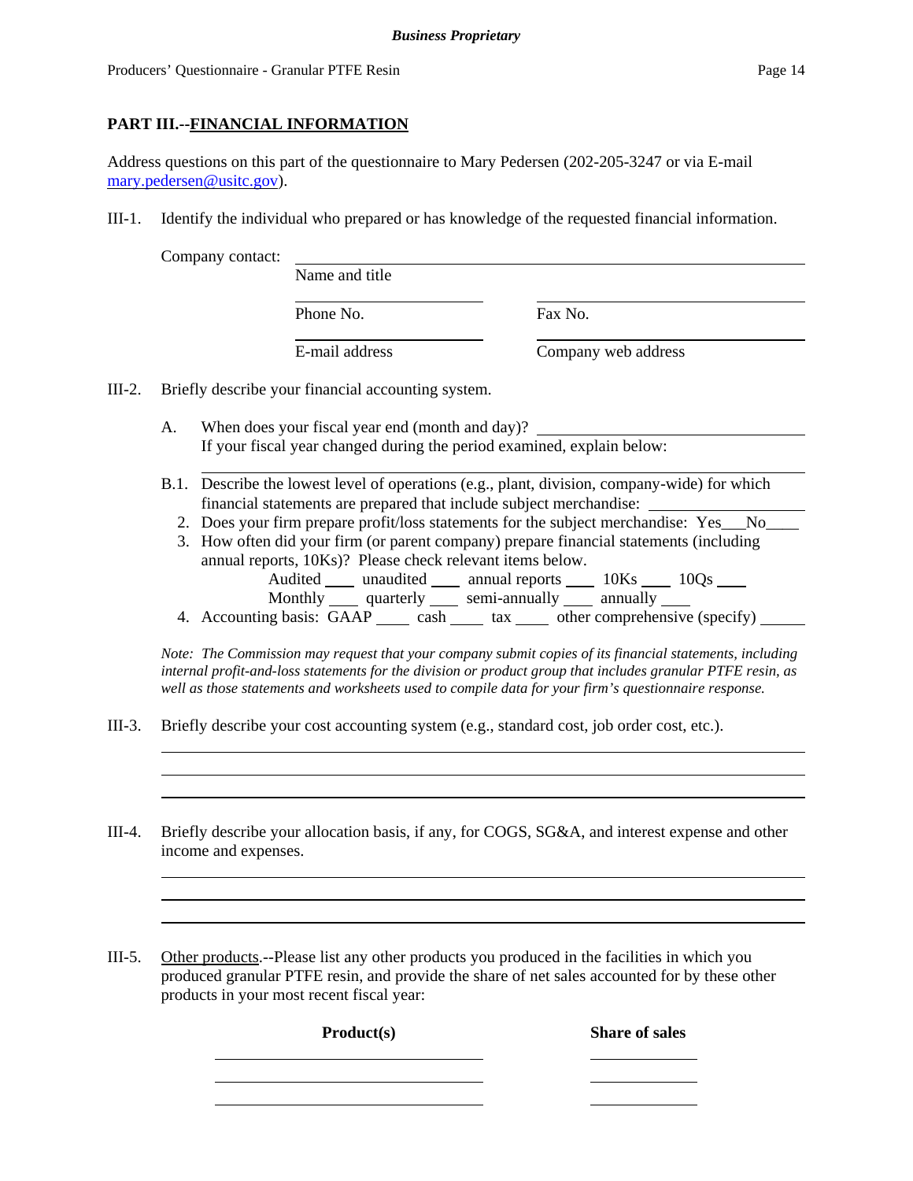## PART III.--FINANCIAL INFORMATION

Address questions on this part of the questionnaire to Mary Pedersen (202-205-3247 or via E-mail mary.pedersen@usitc.gov).

III-1. Identify the individual who prepared or has knowledge of the requested financial information.

Company contact: ______________________________________________
Name and title

______________________ Phone No. ______________________ Fax No.

______________________ E-mail address ______________________ Company web address

III-2. Briefly describe your financial accounting system.

A. When does your fiscal year end (month and day)? ______________________
If your fiscal year changed during the period examined, explain below:

______________________________________________

B.1. Describe the lowest level of operations (e.g., plant, division, company-wide) for which financial statements are prepared that include subject merchandise: ______________________

2. Does your firm prepare profit/loss statements for the subject merchandise: Yes___No____

3. How often did your firm (or parent company) prepare financial statements (including annual reports, 10Ks)? Please check relevant items below.
Audited ____ unaudited ____ annual reports ____ 10Ks ____ 10Qs ____
Monthly ____ quarterly ____ semi-annually ____ annually ____

4. Accounting basis: GAAP ____ cash ____ tax ____ other comprehensive (specify) ______

*Note: The Commission may request that your company submit copies of its financial statements, including internal profit-and-loss statements for the division or product group that includes granular PTFE resin, as well as those statements and worksheets used to compile data for your firm's questionnaire response.*

III-3. Briefly describe your cost accounting system (e.g., standard cost, job order cost, etc.).

______________________________________________

______________________________________________

______________________________________________

III-4. Briefly describe your allocation basis, if any, for COGS, SG&A, and interest expense and other income and expenses.

______________________________________________

______________________________________________

______________________________________________

III-5. Other products.--Please list any other products you produced in the facilities in which you produced granular PTFE resin, and provide the share of net sales accounted for by these other products in your most recent fiscal year:

| Product(s) | Share of sales |
|---|---|
| | |
| | |
| | |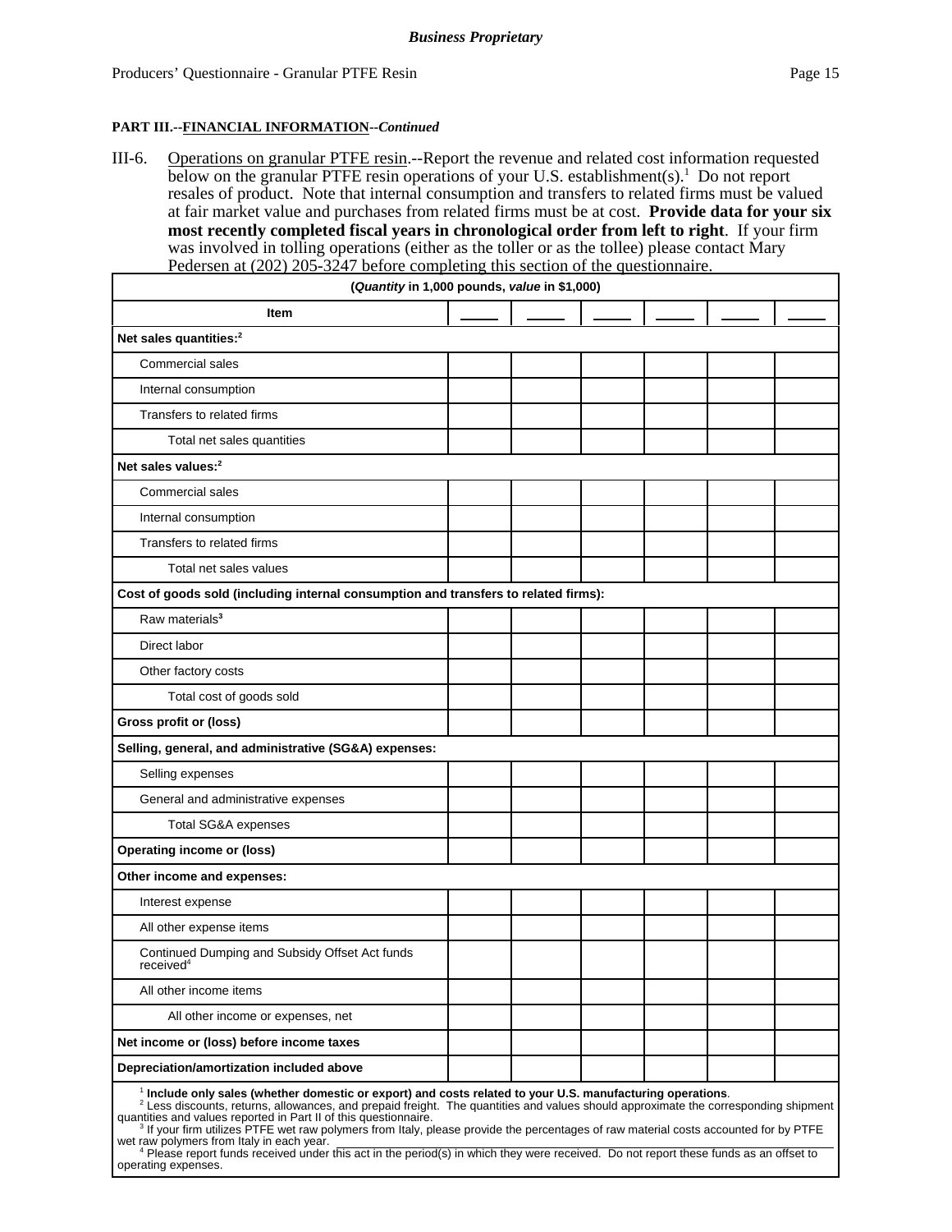**PART III.--FINANCIAL INFORMATION--*Continued***

III-6. Operations on granular PTFE resin.--Report the revenue and related cost information requested below on the granular PTFE resin operations of your U.S. establishment(s).[1] Do not report resales of product. Note that internal consumption and transfers to related firms must be valued at fair market value and purchases from related firms must be at cost. **Provide data for your six most recently completed fiscal years in chronological order from left to right**. If your firm was involved in tolling operations (either as the toller or as the tollee) please contact Mary Pedersen at (202) 205-3247 before completing this section of the questionnaire.

(*Quantity* in 1,000 pounds, *value* in $1,000)

| Item | _____ | _____ | _____ | _____ | _____ | _____ |
|---|---|---|---|---|---|---|
| **Net sales quantities:**[2] | | | | | | |
| Commercial sales | | | | | | |
| Internal consumption | | | | | | |
| Transfers to related firms | | | | | | |
| Total net sales quantities | | | | | | |
| **Net sales values:**[2] | | | | | | |
| Commercial sales | | | | | | |
| Internal consumption | | | | | | |
| Transfers to related firms | | | | | | |
| Total net sales values | | | | | | |
| **Cost of goods sold (including internal consumption and transfers to related firms):** | | | | | | |
| Raw materials[3] | | | | | | |
| Direct labor | | | | | | |
| Other factory costs | | | | | | |
| Total cost of goods sold | | | | | | |
| **Gross profit or (loss)** | | | | | | |
| **Selling, general, and administrative (SG&A) expenses:** | | | | | | |
| Selling expenses | | | | | | |
| General and administrative expenses | | | | | | |
| Total SG&A expenses | | | | | | |
| **Operating income or (loss)** | | | | | | |
| **Other income and expenses:** | | | | | | |
| Interest expense | | | | | | |
| All other expense items | | | | | | |
| Continued Dumping and Subsidy Offset Act funds received[4] | | | | | | |
| All other income items | | | | | | |
| All other income or expenses, net | | | | | | |
| **Net income or (loss) before income taxes** | | | | | | |
| **Depreciation/amortization included above** | | | | | | |

[1] **Include only sales (whether domestic or export) and costs related to your U.S. manufacturing operations**.

[2] Less discounts, returns, allowances, and prepaid freight. The quantities and values should approximate the corresponding shipment quantities and values reported in Part II of this questionnaire.

[3] If your firm utilizes PTFE wet raw polymers from Italy, please provide the percentages of raw material costs accounted for by PTFE wet raw polymers from Italy in each year. ____________________

[4] Please report funds received under this act in the period(s) in which they were received. Do not report these funds as an offset to operating expenses.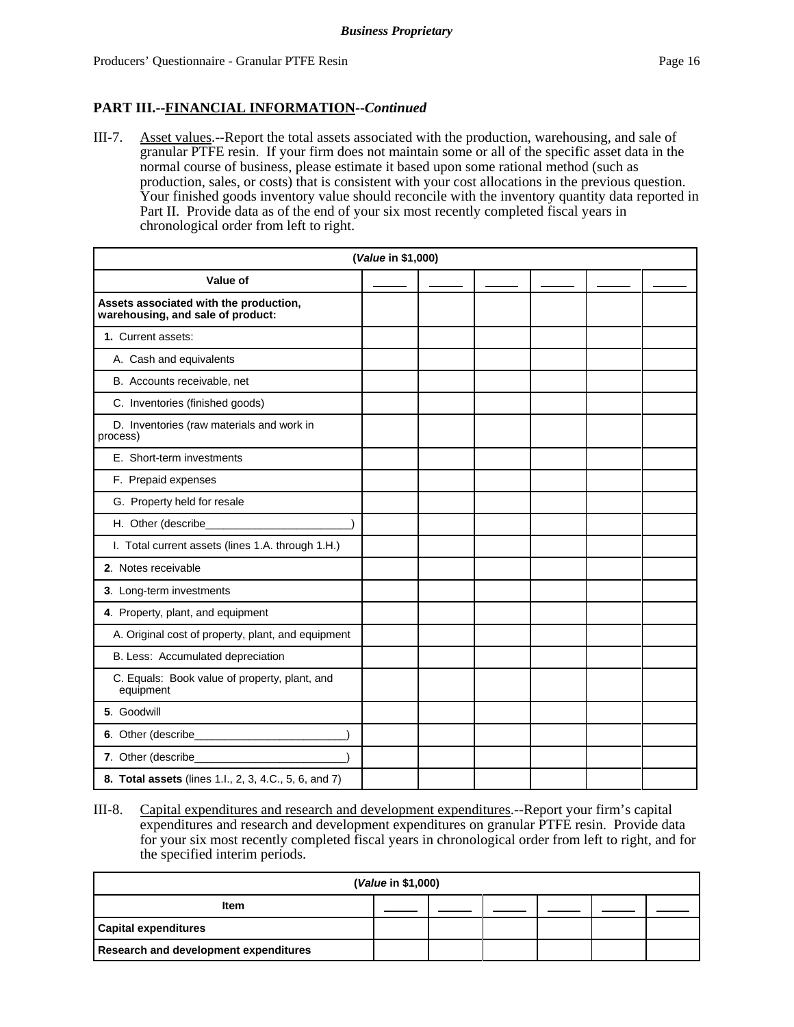## PART III.--FINANCIAL INFORMATION--*Continued*

III-7. Asset values.--Report the total assets associated with the production, warehousing, and sale of granular PTFE resin. If your firm does not maintain some or all of the specific asset data in the normal course of business, please estimate it based upon some rational method (such as production, sales, or costs) that is consistent with your cost allocations in the previous question. Your finished goods inventory value should reconcile with the inventory quantity data reported in Part II. Provide data as of the end of your six most recently completed fiscal years in chronological order from left to right.

| (*Value* in $1,000) | | | | | | |
|---|---|---|---|---|---|---|
| **Value of** | _____ | _____ | _____ | _____ | _____ | _____ |
| **Assets associated with the production, warehousing, and sale of product:** | | | | | | |
| **1.** Current assets: | | | | | | |
| A. Cash and equivalents | | | | | | |
| B. Accounts receivable, net | | | | | | |
| C. Inventories (finished goods) | | | | | | |
| D. Inventories (raw materials and work in process) | | | | | | |
| E. Short-term investments | | | | | | |
| F. Prepaid expenses | | | | | | |
| G. Property held for resale | | | | | | |
| H. Other (describe________________________) | | | | | | |
| I. Total current assets (lines 1.A. through 1.H.) | | | | | | |
| **2**. Notes receivable | | | | | | |
| **3**. Long-term investments | | | | | | |
| **4**. Property, plant, and equipment | | | | | | |
| A. Original cost of property, plant, and equipment | | | | | | |
| B. Less: Accumulated depreciation | | | | | | |
| C. Equals: Book value of property, plant, and equipment | | | | | | |
| **5**. Goodwill | | | | | | |
| **6**. Other (describe________________________) | | | | | | |
| **7**. Other (describe________________________) | | | | | | |
| **8. Total assets** (lines 1.I., 2, 3, 4.C., 5, 6, and 7) | | | | | | |

III-8. Capital expenditures and research and development expenditures.--Report your firm's capital expenditures and research and development expenditures on granular PTFE resin. Provide data for your six most recently completed fiscal years in chronological order from left to right, and for the specified interim periods.

| (*Value* in $1,000) | | | | | | |
|---|---|---|---|---|---|---|
| **Item** | _____ | _____ | _____ | _____ | _____ | _____ |
| **Capital expenditures** | | | | | | |
| **Research and development expenditures** | | | | | | |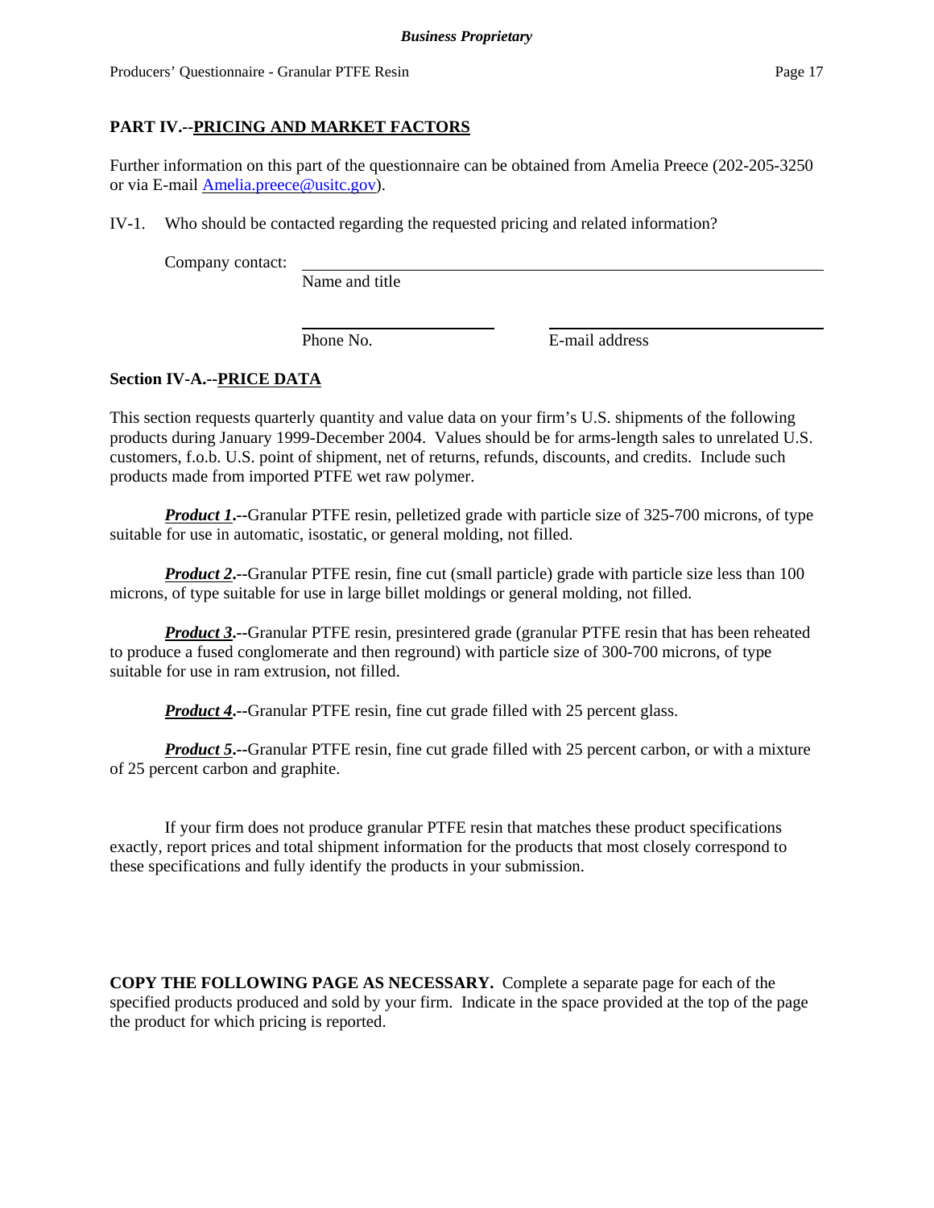## PART IV.--PRICING AND MARKET FACTORS

Further information on this part of the questionnaire can be obtained from Amelia Preece (202-205-3250 or via E-mail Amelia.preece@usitc.gov).

IV-1. Who should be contacted regarding the requested pricing and related information?

Company contact: ______________________________________________
Name and title

______________________ ______________________
Phone No. E-mail address

### Section IV-A.--PRICE DATA

This section requests quarterly quantity and value data on your firm's U.S. shipments of the following products during January 1999-December 2004. Values should be for arms-length sales to unrelated U.S. customers, f.o.b. U.S. point of shipment, net of returns, refunds, discounts, and credits. Include such products made from imported PTFE wet raw polymer.

***Product 1***.--Granular PTFE resin, pelletized grade with particle size of 325-700 microns, of type suitable for use in automatic, isostatic, or general molding, not filled.

***Product 2***.--Granular PTFE resin, fine cut (small particle) grade with particle size less than 100 microns, of type suitable for use in large billet moldings or general molding, not filled.

***Product 3***.--Granular PTFE resin, presintered grade (granular PTFE resin that has been reheated to produce a fused conglomerate and then reground) with particle size of 300-700 microns, of type suitable for use in ram extrusion, not filled.

***Product 4***.--Granular PTFE resin, fine cut grade filled with 25 percent glass.

***Product 5***.--Granular PTFE resin, fine cut grade filled with 25 percent carbon, or with a mixture of 25 percent carbon and graphite.

If your firm does not produce granular PTFE resin that matches these product specifications exactly, report prices and total shipment information for the products that most closely correspond to these specifications and fully identify the products in your submission.

**COPY THE FOLLOWING PAGE AS NECESSARY.** Complete a separate page for each of the specified products produced and sold by your firm. Indicate in the space provided at the top of the page the product for which pricing is reported.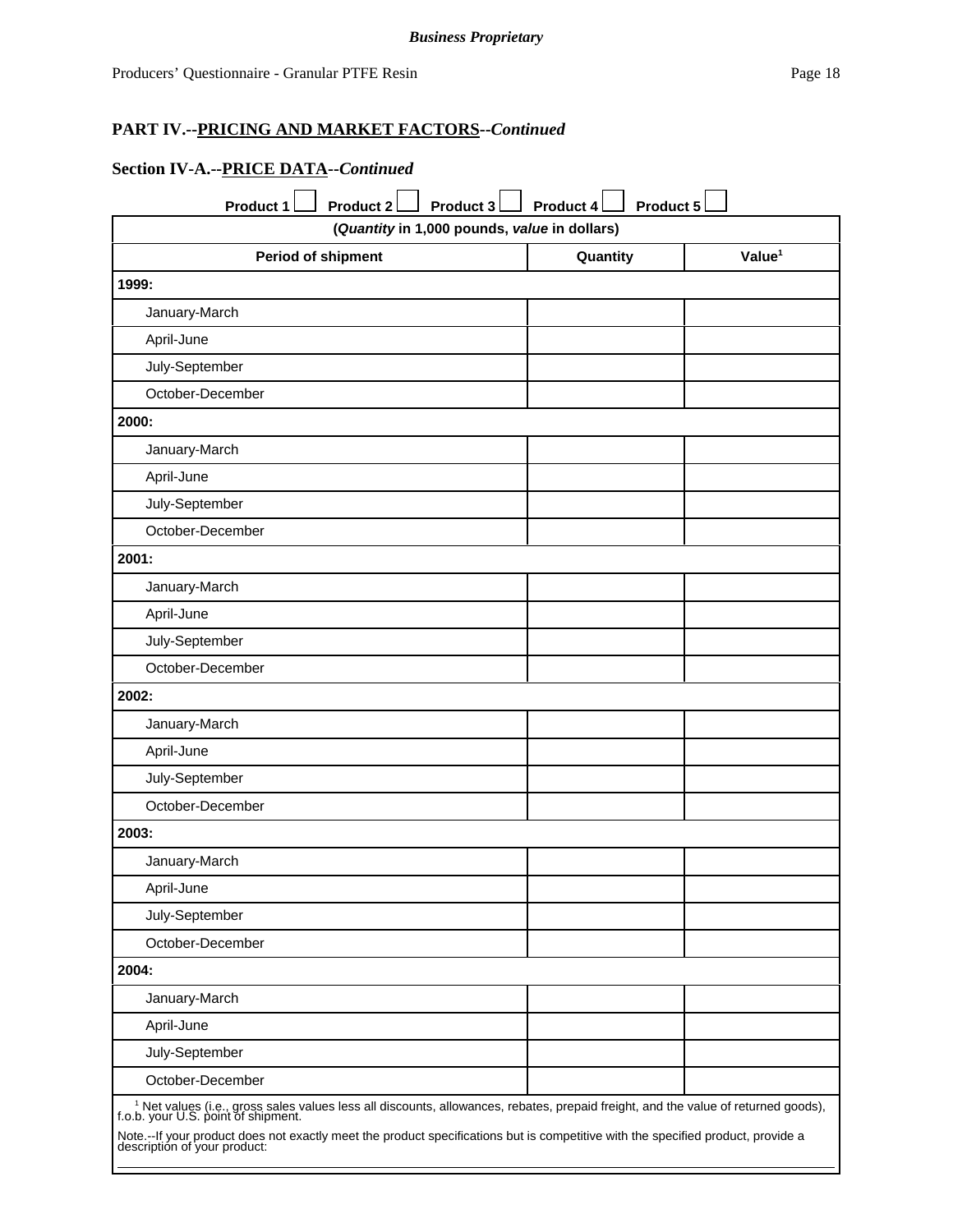**Business Proprietary**

## PART IV.--PRICING AND MARKET FACTORS--*Continued*

### Section IV-A.--PRICE DATA--*Continued*

Product 1 ☐ Product 2 ☐ Product 3 ☐ Product 4 ☐ Product 5 ☐

| (*Quantity* in 1,000 pounds, *value* in dollars) | | |
|---|---|---|
| **Period of shipment** | **Quantity** | **Value[1]** |
| **1999:** | | |
| January-March | | |
| April-June | | |
| July-September | | |
| October-December | | |
| **2000:** | | |
| January-March | | |
| April-June | | |
| July-September | | |
| October-December | | |
| **2001:** | | |
| January-March | | |
| April-June | | |
| July-September | | |
| October-December | | |
| **2002:** | | |
| January-March | | |
| April-June | | |
| July-September | | |
| October-December | | |
| **2003:** | | |
| January-March | | |
| April-June | | |
| July-September | | |
| October-December | | |
| **2004:** | | |
| January-March | | |
| April-June | | |
| July-September | | |
| October-December | | |

[1] Net values (i.e., gross sales values less all discounts, allowances, rebates, prepaid freight, and the value of returned goods), f.o.b. your U.S. point of shipment.

Note.--If your product does not exactly meet the product specifications but is competitive with the specified product, provide a description of your product:

\_\_\_\_\_\_\_\_\_\_\_\_\_\_\_\_\_\_\_\_\_\_\_\_\_\_\_\_\_\_\_\_\_\_\_\_\_\_\_\_\_\_\_\_\_\_\_\_\_\_\_\_\_\_\_\_\_\_\_\_\_\_\_\_\_\_\_\_\_\_\_\_\_\_\_\_\_\_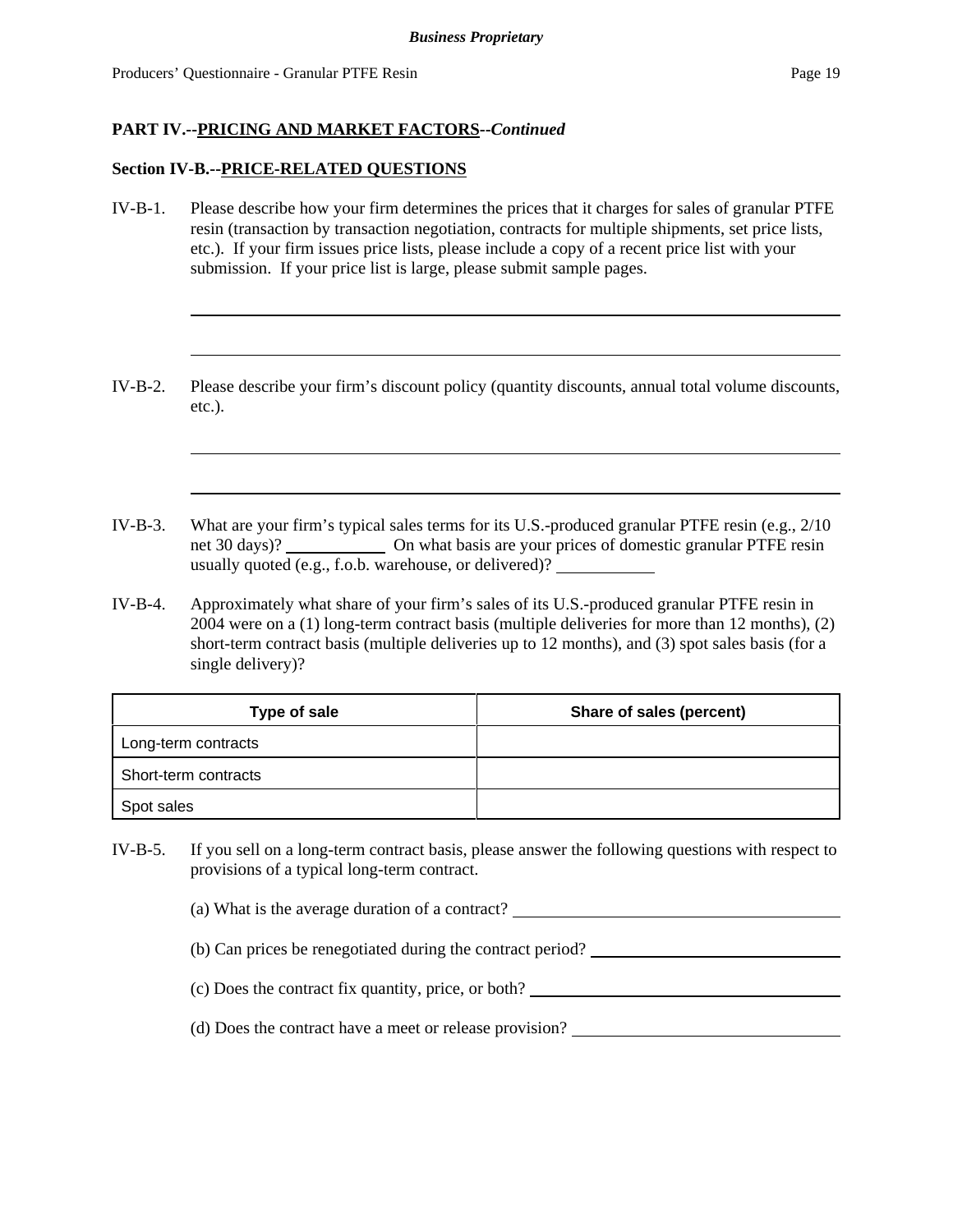**PART IV.--PRICING AND MARKET FACTORS--*Continued***

**Section IV-B.--PRICE-RELATED QUESTIONS**

IV-B-1. Please describe how your firm determines the prices that it charges for sales of granular PTFE resin (transaction by transaction negotiation, contracts for multiple shipments, set price lists, etc.). If your firm issues price lists, please include a copy of a recent price list with your submission. If your price list is large, please submit sample pages.

______________________________________________________________________

______________________________________________________________________

IV-B-2. Please describe your firm's discount policy (quantity discounts, annual total volume discounts, etc.).

______________________________________________________________________

______________________________________________________________________

IV-B-3. What are your firm's typical sales terms for its U.S.-produced granular PTFE resin (e.g., 2/10 net 30 days)? ____________ On what basis are your prices of domestic granular PTFE resin usually quoted (e.g., f.o.b. warehouse, or delivered)? ____________

IV-B-4. Approximately what share of your firm's sales of its U.S.-produced granular PTFE resin in 2004 were on a (1) long-term contract basis (multiple deliveries for more than 12 months), (2) short-term contract basis (multiple deliveries up to 12 months), and (3) spot sales basis (for a single delivery)?

| Type of sale | Share of sales (percent) |
|---|---|
| Long-term contracts | |
| Short-term contracts | |
| Spot sales | |

IV-B-5. If you sell on a long-term contract basis, please answer the following questions with respect to provisions of a typical long-term contract.

(a) What is the average duration of a contract? ______________________________

(b) Can prices be renegotiated during the contract period? ______________________________

(c) Does the contract fix quantity, price, or both? ______________________________

(d) Does the contract have a meet or release provision? ______________________________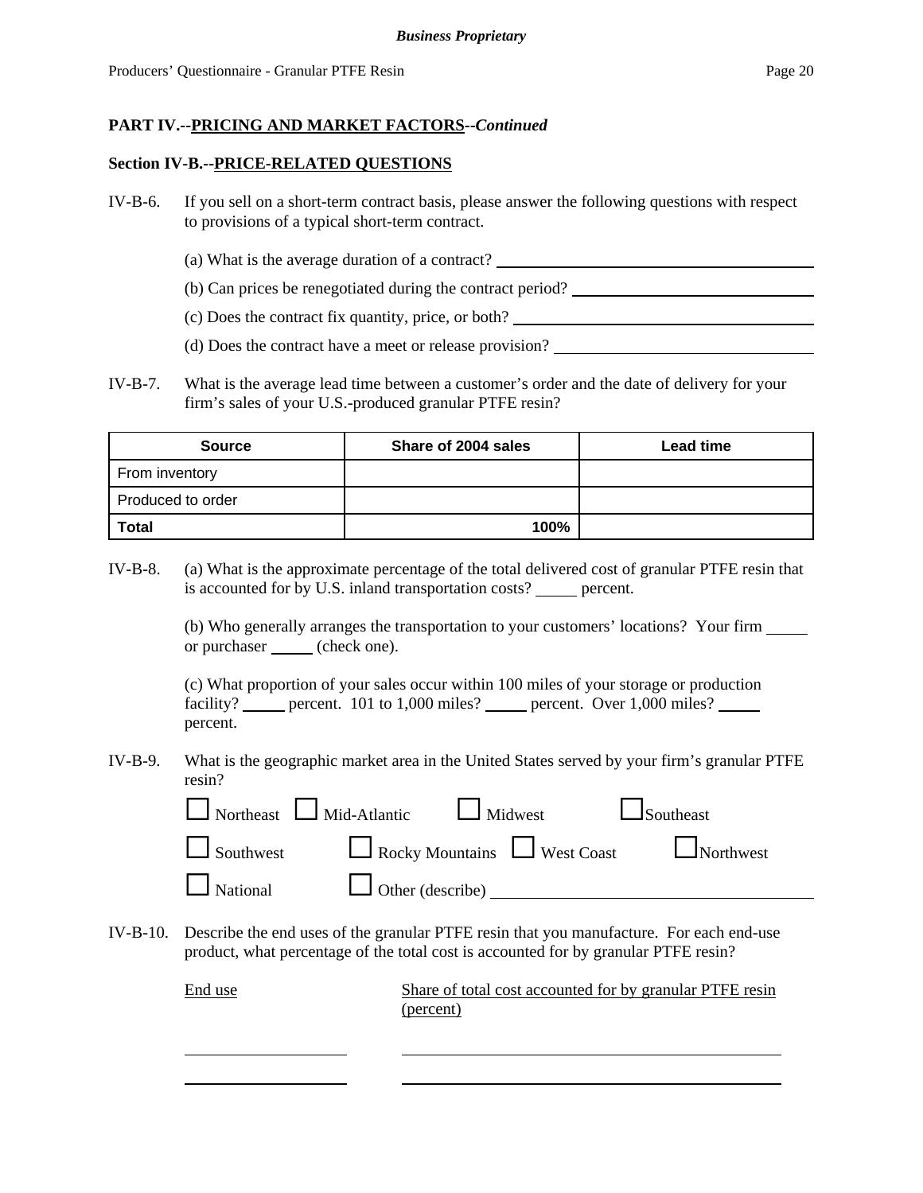**PART IV.--PRICING AND MARKET FACTORS--*Continued***

**Section IV-B.--PRICE-RELATED QUESTIONS**

IV-B-6. If you sell on a short-term contract basis, please answer the following questions with respect to provisions of a typical short-term contract.

(a) What is the average duration of a contract? ______________________

(b) Can prices be renegotiated during the contract period? ______________________

(c) Does the contract fix quantity, price, or both? ______________________

(d) Does the contract have a meet or release provision? ______________________

IV-B-7. What is the average lead time between a customer's order and the date of delivery for your firm's sales of your U.S.-produced granular PTFE resin?

| Source | Share of 2004 sales | Lead time |
|---|---|---|
| From inventory | | |
| Produced to order | | |
| **Total** | 100% | |

IV-B-8. (a) What is the approximate percentage of the total delivered cost of granular PTFE resin that is accounted for by U.S. inland transportation costs? _____ percent.

(b) Who generally arranges the transportation to your customers' locations? Your firm _____ or purchaser _____ (check one).

(c) What proportion of your sales occur within 100 miles of your storage or production facility? _____ percent. 101 to 1,000 miles? _____ percent. Over 1,000 miles? _____ percent.

IV-B-9. What is the geographic market area in the United States served by your firm's granular PTFE resin?

☐ Northeast ☐ Mid-Atlantic ☐ Midwest ☐ Southeast

☐ Southwest ☐ Rocky Mountains ☐ West Coast ☐ Northwest

☐ National ☐ Other (describe) ______________________

IV-B-10. Describe the end uses of the granular PTFE resin that you manufacture. For each end-use product, what percentage of the total cost is accounted for by granular PTFE resin?

| End use | Share of total cost accounted for by granular PTFE resin (percent) |
|---|---|
| | |
| | |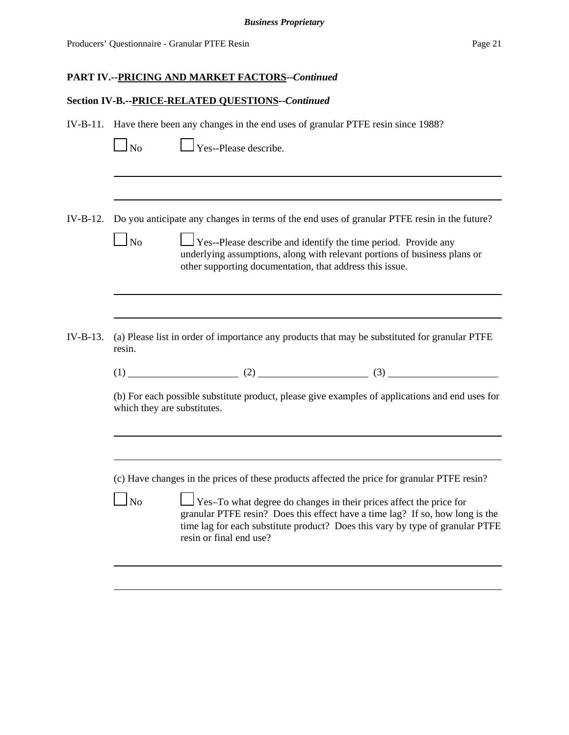**PART IV.--PRICING AND MARKET FACTORS--*Continued***

**Section IV-B.--PRICE-RELATED QUESTIONS--*Continued***

IV-B-11. Have there been any changes in the end uses of granular PTFE resin since 1988?

☐ No ☐ Yes--Please describe.

IV-B-12. Do you anticipate any changes in terms of the end uses of granular PTFE resin in the future?

☐ No ☐ Yes--Please describe and identify the time period. Provide any underlying assumptions, along with relevant portions of business plans or other supporting documentation, that address this issue.

IV-B-13. (a) Please list in order of importance any products that may be substituted for granular PTFE resin.

(1) \_\_\_\_\_\_\_\_\_\_ (2) \_\_\_\_\_\_\_\_\_\_ (3) \_\_\_\_\_\_\_\_\_\_

(b) For each possible substitute product, please give examples of applications and end uses for which they are substitutes.

(c) Have changes in the prices of these products affected the price for granular PTFE resin?

☐ No ☐ Yes–To what degree do changes in their prices affect the price for granular PTFE resin? Does this effect have a time lag? If so, how long is the time lag for each substitute product? Does this vary by type of granular PTFE resin or final end use?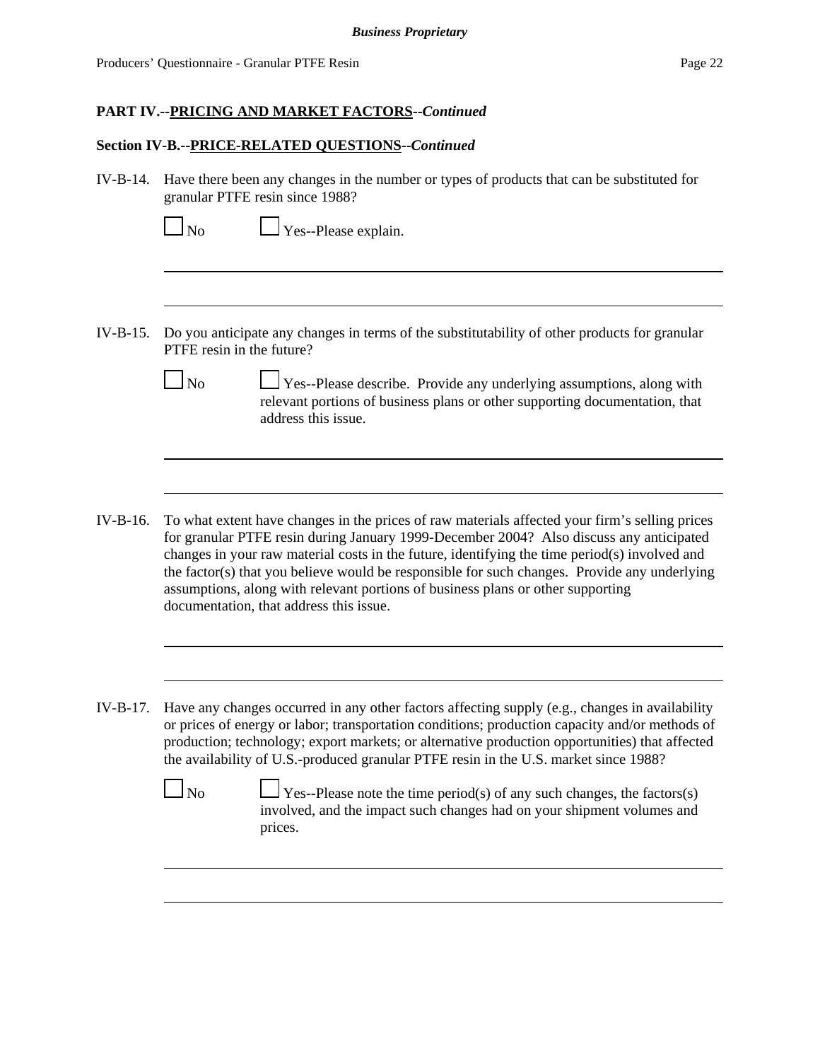**PART IV.--PRICING AND MARKET FACTORS--*Continued***

**Section IV-B.--PRICE-RELATED QUESTIONS--*Continued***

IV-B-14. Have there been any changes in the number or types of products that can be substituted for granular PTFE resin since 1988?

☐ No ☐ Yes--Please explain.

IV-B-15. Do you anticipate any changes in terms of the substitutability of other products for granular PTFE resin in the future?

☐ No ☐ Yes--Please describe. Provide any underlying assumptions, along with relevant portions of business plans or other supporting documentation, that address this issue.

IV-B-16. To what extent have changes in the prices of raw materials affected your firm's selling prices for granular PTFE resin during January 1999-December 2004? Also discuss any anticipated changes in your raw material costs in the future, identifying the time period(s) involved and the factor(s) that you believe would be responsible for such changes. Provide any underlying assumptions, along with relevant portions of business plans or other supporting documentation, that address this issue.

IV-B-17. Have any changes occurred in any other factors affecting supply (e.g., changes in availability or prices of energy or labor; transportation conditions; production capacity and/or methods of production; technology; export markets; or alternative production opportunities) that affected the availability of U.S.-produced granular PTFE resin in the U.S. market since 1988?

☐ No ☐ Yes--Please note the time period(s) of any such changes, the factors(s) involved, and the impact such changes had on your shipment volumes and prices.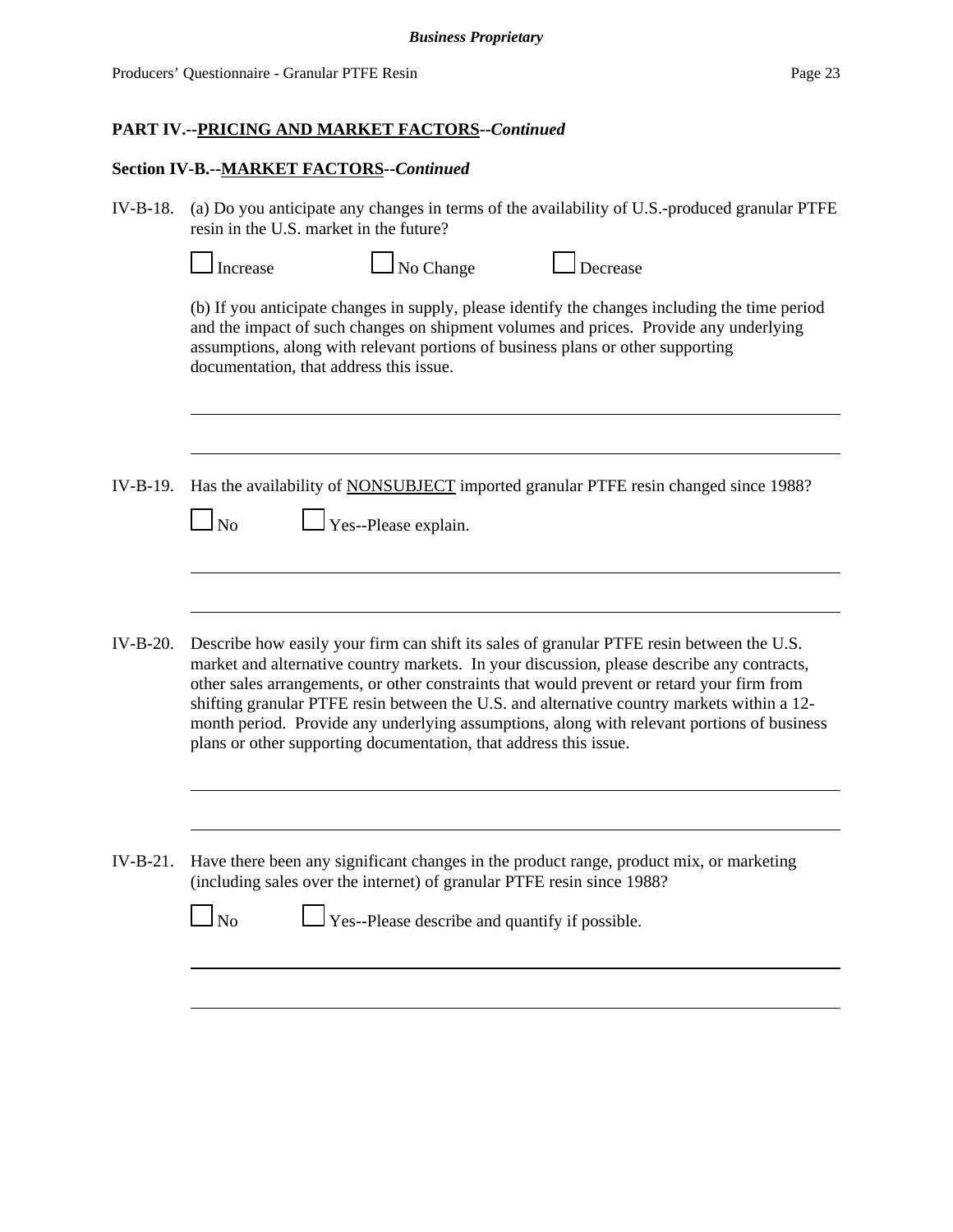## PART IV.--PRICING AND MARKET FACTORS--*Continued*

### Section IV-B.--MARKET FACTORS--*Continued*

IV-B-18. (a) Do you anticipate any changes in terms of the availability of U.S.-produced granular PTFE resin in the U.S. market in the future?

☐ Increase ☐ No Change ☐ Decrease

(b) If you anticipate changes in supply, please identify the changes including the time period and the impact of such changes on shipment volumes and prices. Provide any underlying assumptions, along with relevant portions of business plans or other supporting documentation, that address this issue.

\_\_\_\_\_\_\_\_\_\_\_\_\_\_\_\_\_\_\_\_\_\_\_\_\_\_\_\_\_\_\_\_\_\_\_\_\_\_\_\_\_\_\_\_\_\_\_\_\_\_\_\_\_\_\_\_\_\_\_\_\_\_\_\_\_\_\_\_\_\_

\_\_\_\_\_\_\_\_\_\_\_\_\_\_\_\_\_\_\_\_\_\_\_\_\_\_\_\_\_\_\_\_\_\_\_\_\_\_\_\_\_\_\_\_\_\_\_\_\_\_\_\_\_\_\_\_\_\_\_\_\_\_\_\_\_\_\_\_\_\_

IV-B-19. Has the availability of NONSUBJECT imported granular PTFE resin changed since 1988?

☐ No ☐ Yes--Please explain.

\_\_\_\_\_\_\_\_\_\_\_\_\_\_\_\_\_\_\_\_\_\_\_\_\_\_\_\_\_\_\_\_\_\_\_\_\_\_\_\_\_\_\_\_\_\_\_\_\_\_\_\_\_\_\_\_\_\_\_\_\_\_\_\_\_\_\_\_\_\_

\_\_\_\_\_\_\_\_\_\_\_\_\_\_\_\_\_\_\_\_\_\_\_\_\_\_\_\_\_\_\_\_\_\_\_\_\_\_\_\_\_\_\_\_\_\_\_\_\_\_\_\_\_\_\_\_\_\_\_\_\_\_\_\_\_\_\_\_\_\_

IV-B-20. Describe how easily your firm can shift its sales of granular PTFE resin between the U.S. market and alternative country markets. In your discussion, please describe any contracts, other sales arrangements, or other constraints that would prevent or retard your firm from shifting granular PTFE resin between the U.S. and alternative country markets within a 12-month period. Provide any underlying assumptions, along with relevant portions of business plans or other supporting documentation, that address this issue.

\_\_\_\_\_\_\_\_\_\_\_\_\_\_\_\_\_\_\_\_\_\_\_\_\_\_\_\_\_\_\_\_\_\_\_\_\_\_\_\_\_\_\_\_\_\_\_\_\_\_\_\_\_\_\_\_\_\_\_\_\_\_\_\_\_\_\_\_\_\_

\_\_\_\_\_\_\_\_\_\_\_\_\_\_\_\_\_\_\_\_\_\_\_\_\_\_\_\_\_\_\_\_\_\_\_\_\_\_\_\_\_\_\_\_\_\_\_\_\_\_\_\_\_\_\_\_\_\_\_\_\_\_\_\_\_\_\_\_\_\_

IV-B-21. Have there been any significant changes in the product range, product mix, or marketing (including sales over the internet) of granular PTFE resin since 1988?

☐ No ☐ Yes--Please describe and quantify if possible.

\_\_\_\_\_\_\_\_\_\_\_\_\_\_\_\_\_\_\_\_\_\_\_\_\_\_\_\_\_\_\_\_\_\_\_\_\_\_\_\_\_\_\_\_\_\_\_\_\_\_\_\_\_\_\_\_\_\_\_\_\_\_\_\_\_\_\_\_\_\_

\_\_\_\_\_\_\_\_\_\_\_\_\_\_\_\_\_\_\_\_\_\_\_\_\_\_\_\_\_\_\_\_\_\_\_\_\_\_\_\_\_\_\_\_\_\_\_\_\_\_\_\_\_\_\_\_\_\_\_\_\_\_\_\_\_\_\_\_\_\_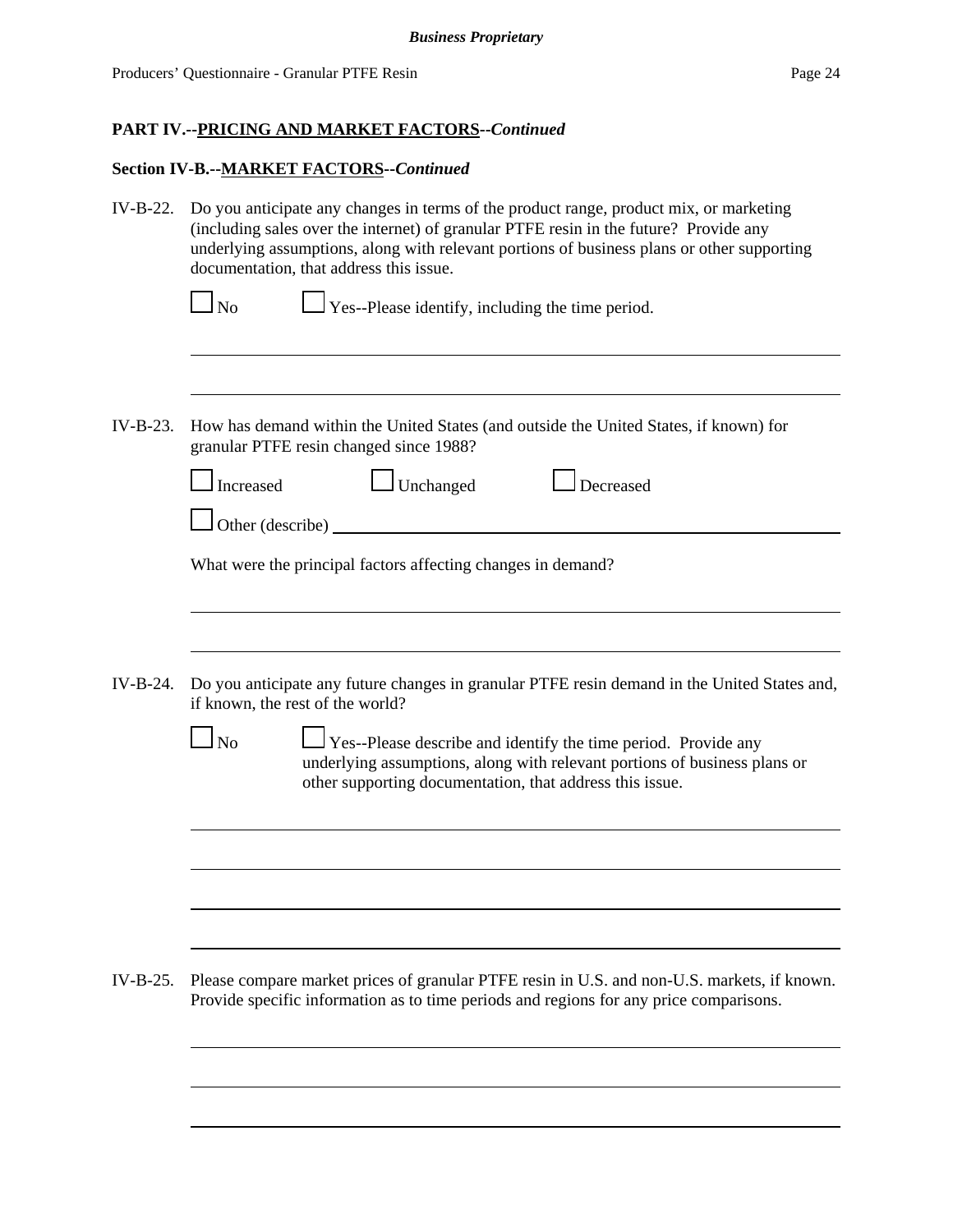## PART IV.--PRICING AND MARKET FACTORS--*Continued*

### Section IV-B.--MARKET FACTORS--*Continued*

IV-B-22. Do you anticipate any changes in terms of the product range, product mix, or marketing (including sales over the internet) of granular PTFE resin in the future? Provide any underlying assumptions, along with relevant portions of business plans or other supporting documentation, that address this issue.

☐ No ☐ Yes--Please identify, including the time period.

______________________________________________________________________

______________________________________________________________________

IV-B-23. How has demand within the United States (and outside the United States, if known) for granular PTFE resin changed since 1988?

☐ Increased ☐ Unchanged ☐ Decreased

☐ Other (describe) ______________________________________________________

What were the principal factors affecting changes in demand?

______________________________________________________________________

______________________________________________________________________

IV-B-24. Do you anticipate any future changes in granular PTFE resin demand in the United States and, if known, the rest of the world?

☐ No ☐ Yes--Please describe and identify the time period. Provide any underlying assumptions, along with relevant portions of business plans or other supporting documentation, that address this issue.

______________________________________________________________________

______________________________________________________________________

______________________________________________________________________

______________________________________________________________________

IV-B-25. Please compare market prices of granular PTFE resin in U.S. and non-U.S. markets, if known. Provide specific information as to time periods and regions for any price comparisons.

______________________________________________________________________

______________________________________________________________________

______________________________________________________________________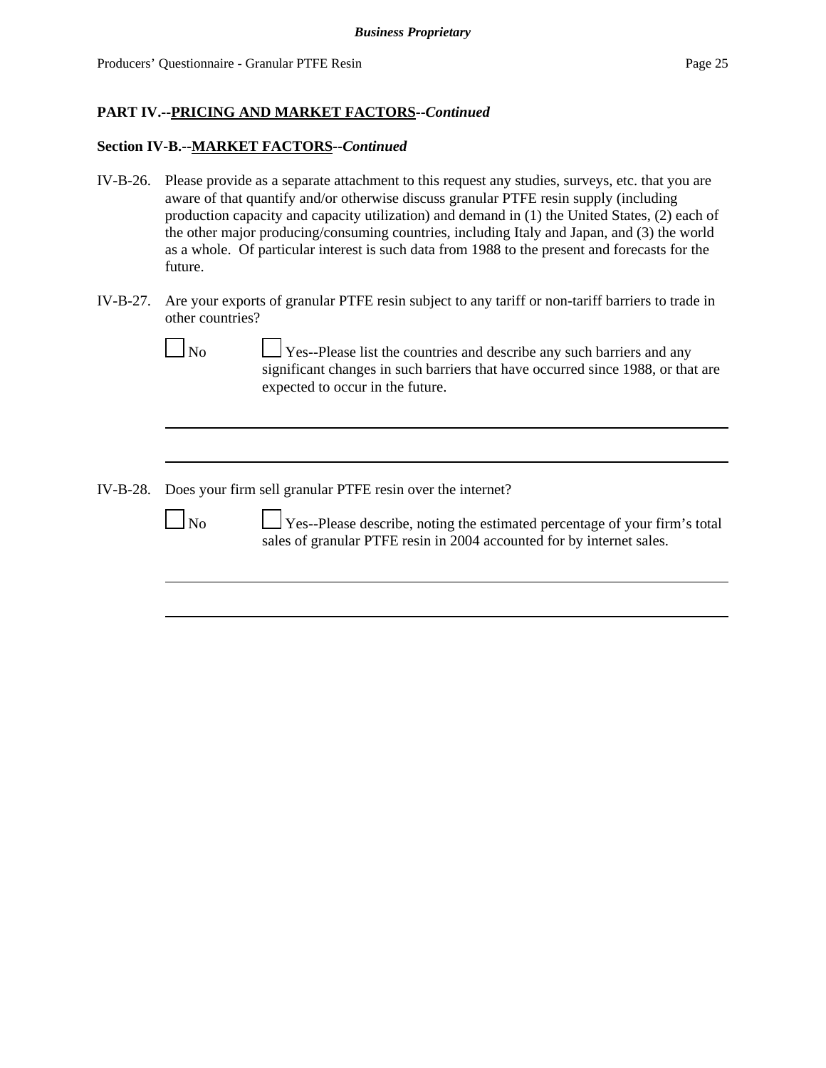**PART IV.--PRICING AND MARKET FACTORS--*Continued***

**Section IV-B.--MARKET FACTORS--*Continued***

IV-B-26. Please provide as a separate attachment to this request any studies, surveys, etc. that you are aware of that quantify and/or otherwise discuss granular PTFE resin supply (including production capacity and capacity utilization) and demand in (1) the United States, (2) each of the other major producing/consuming countries, including Italy and Japan, and (3) the world as a whole. Of particular interest is such data from 1988 to the present and forecasts for the future.

IV-B-27. Are your exports of granular PTFE resin subject to any tariff or non-tariff barriers to trade in other countries?

☐ No ☐ Yes--Please list the countries and describe any such barriers and any significant changes in such barriers that have occurred since 1988, or that are expected to occur in the future.

______________________________________________________________________

______________________________________________________________________

IV-B-28. Does your firm sell granular PTFE resin over the internet?

☐ No ☐ Yes--Please describe, noting the estimated percentage of your firm's total sales of granular PTFE resin in 2004 accounted for by internet sales.

______________________________________________________________________

______________________________________________________________________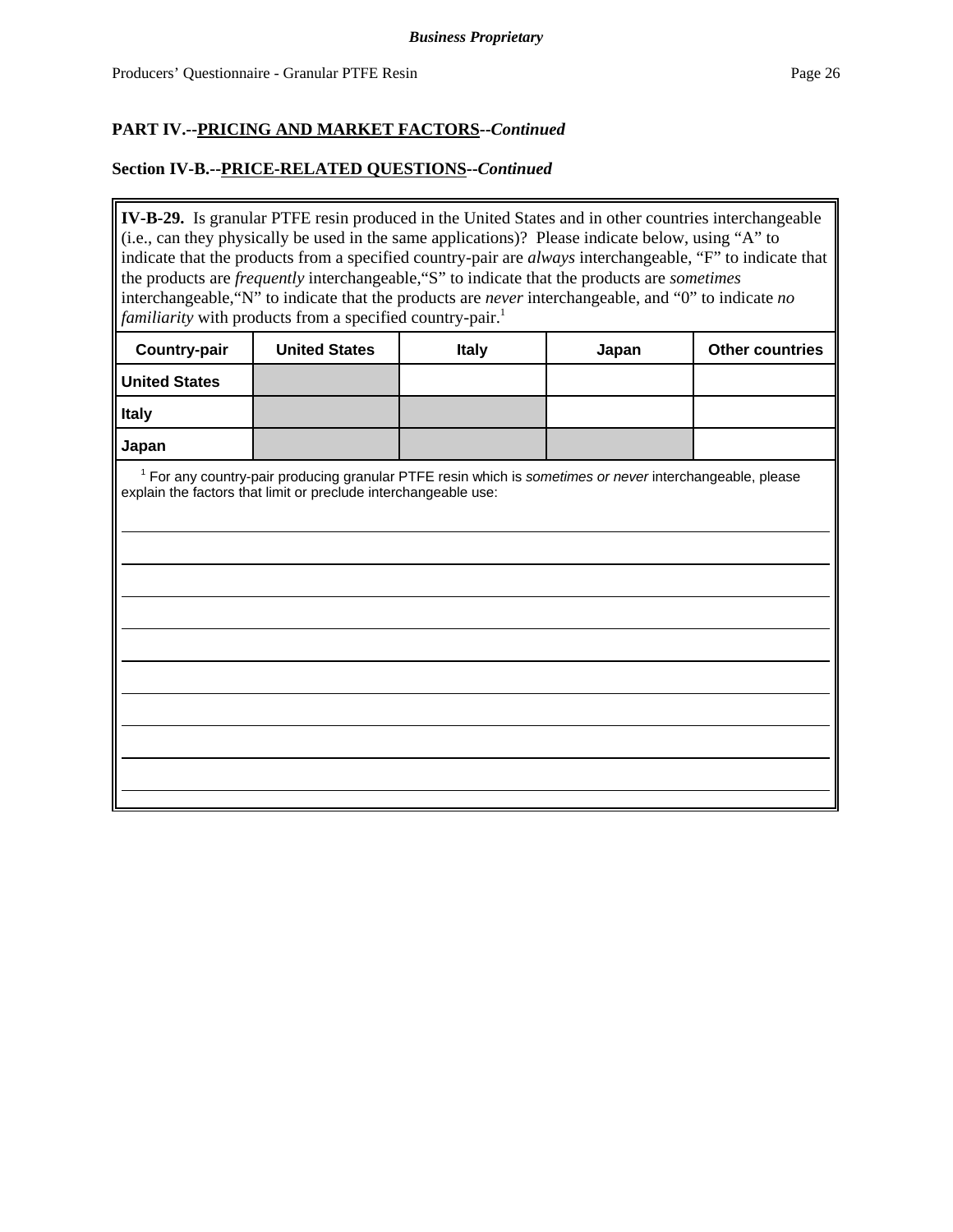**Business Proprietary**

## PART IV.--PRICING AND MARKET FACTORS--*Continued*

### Section IV-B.--PRICE-RELATED QUESTIONS--*Continued*

**IV-B-29.** Is granular PTFE resin produced in the United States and in other countries interchangeable (i.e., can they physically be used in the same applications)? Please indicate below, using "A" to indicate that the products from a specified country-pair are *always* interchangeable, "F" to indicate that the products are *frequently* interchangeable,"S" to indicate that the products are *sometimes* interchangeable,"N" to indicate that the products are *never* interchangeable, and "0" to indicate *no familiarity* with products from a specified country-pair.[1]

| Country-pair | United States | Italy | Japan | Other countries |
|---|---|---|---|---|
| United States | | | | |
| Italy | | | | |
| Japan | | | | |

[1] For any country-pair producing granular PTFE resin which is *sometimes or never* interchangeable, please explain the factors that limit or preclude interchangeable use:

______________________________________________________________________

______________________________________________________________________

______________________________________________________________________

______________________________________________________________________

______________________________________________________________________

______________________________________________________________________

______________________________________________________________________

______________________________________________________________________

______________________________________________________________________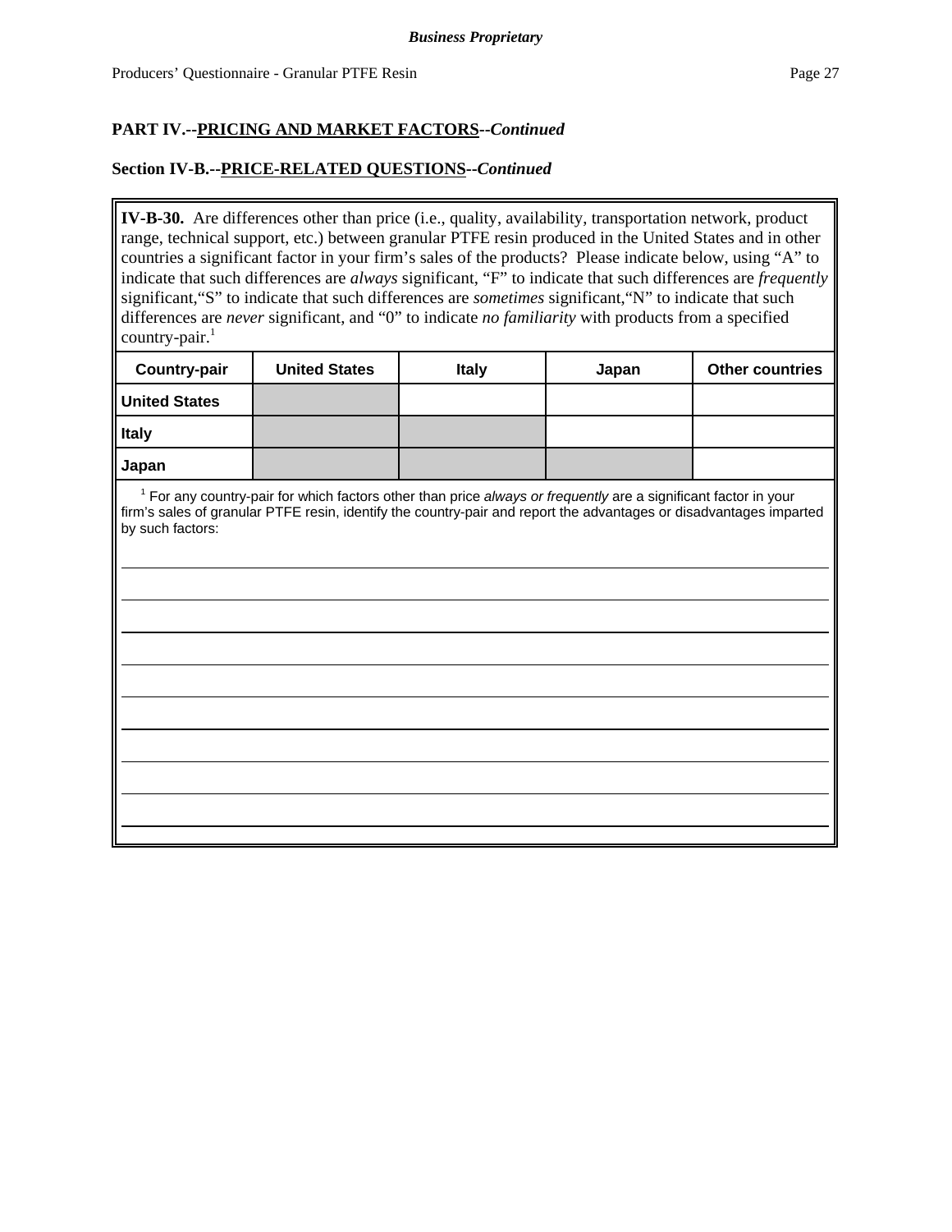**PART IV.--PRICING AND MARKET FACTORS--*Continued***

**Section IV-B.--PRICE-RELATED QUESTIONS--*Continued***

**IV-B-30.** Are differences other than price (i.e., quality, availability, transportation network, product range, technical support, etc.) between granular PTFE resin produced in the United States and in other countries a significant factor in your firm's sales of the products? Please indicate below, using "A" to indicate that such differences are *always* significant, "F" to indicate that such differences are *frequently* significant, "S" to indicate that such differences are *sometimes* significant, "N" to indicate that such differences are *never* significant, and "0" to indicate *no familiarity* with products from a specified country-pair.[1]

| Country-pair | United States | Italy | Japan | Other countries |
|---|---|---|---|---|
| **United States** | | | | |
| **Italy** | | | | |
| **Japan** | | | | |

[1] For any country-pair for which factors other than price *always or frequently* are a significant factor in your firm's sales of granular PTFE resin, identify the country-pair and report the advantages or disadvantages imparted by such factors: